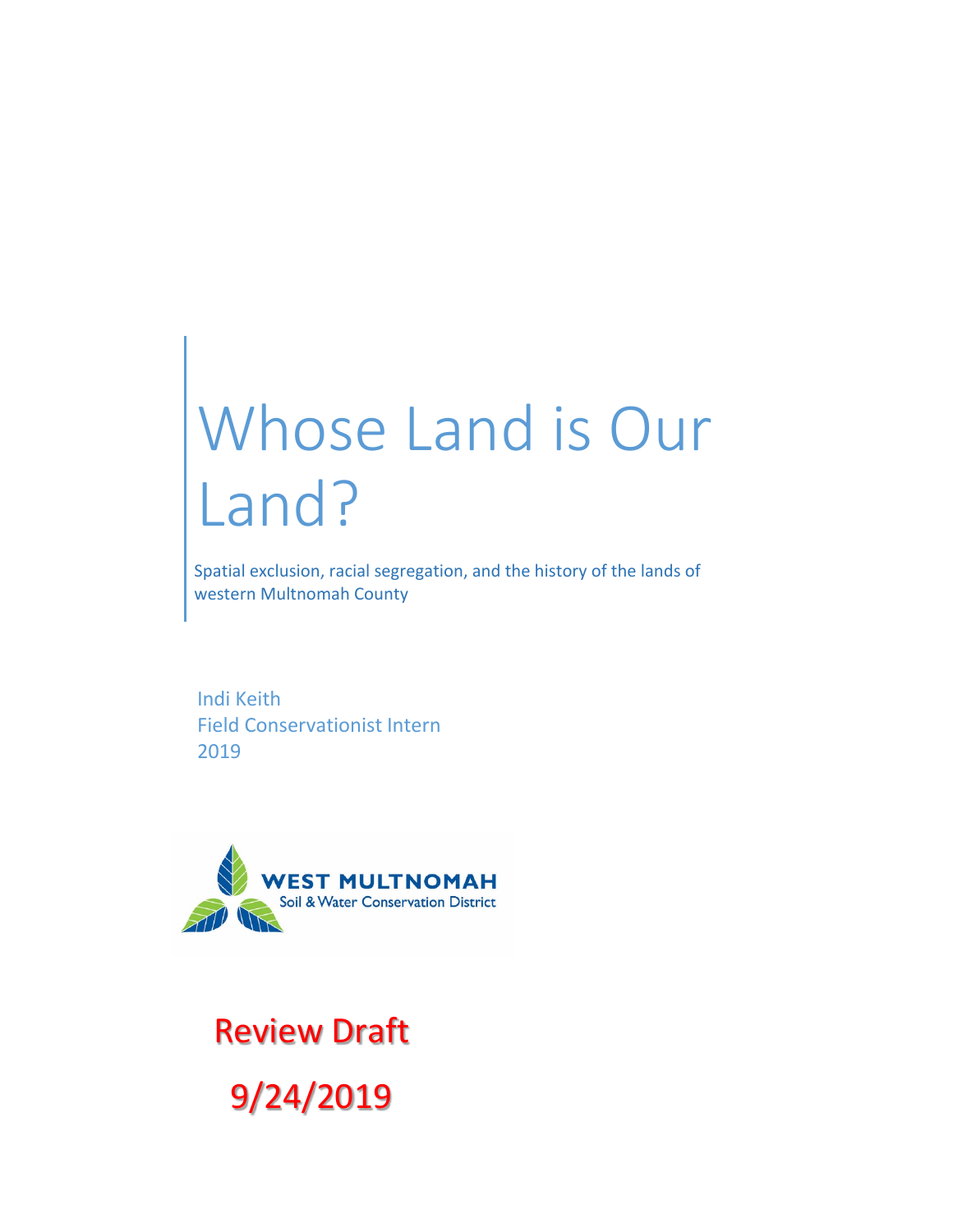# Whose Land is Our Land?

Spatial exclusion, racial segregation, and the history of the lands of western Multnomah County

Indi Keith
Field Conservationist Intern
2019

WEST MULTNOMAH
Soil & Water Conservation District

Review Draft

9/24/2019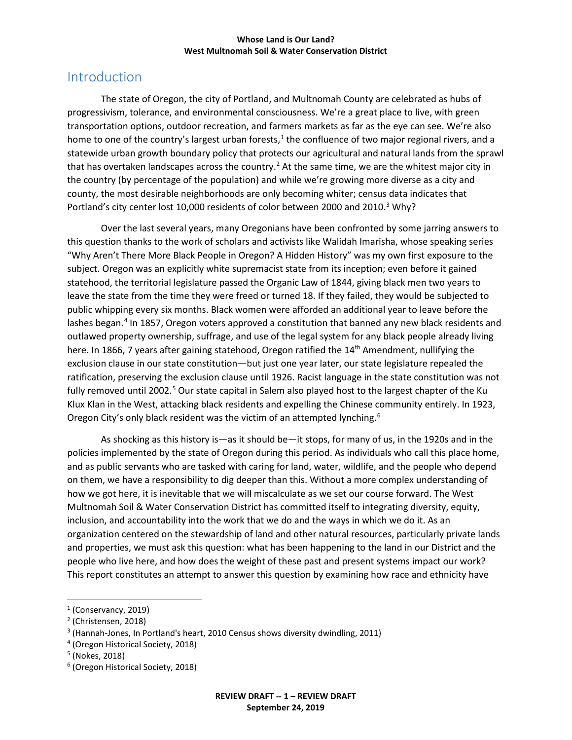## Introduction

The state of Oregon, the city of Portland, and Multnomah County are celebrated as hubs of progressivism, tolerance, and environmental consciousness. We're a great place to live, with green transportation options, outdoor recreation, and farmers markets as far as the eye can see. We're also home to one of the country's largest urban forests,[1] the confluence of two major regional rivers, and a statewide urban growth boundary policy that protects our agricultural and natural lands from the sprawl that has overtaken landscapes across the country.[2] At the same time, we are the whitest major city in the country (by percentage of the population) and while we're growing more diverse as a city and county, the most desirable neighborhoods are only becoming whiter; census data indicates that Portland's city center lost 10,000 residents of color between 2000 and 2010.[3] Why?

Over the last several years, many Oregonians have been confronted by some jarring answers to this question thanks to the work of scholars and activists like Walidah Imarisha, whose speaking series "Why Aren't There More Black People in Oregon? A Hidden History" was my own first exposure to the subject. Oregon was an explicitly white supremacist state from its inception; even before it gained statehood, the territorial legislature passed the Organic Law of 1844, giving black men two years to leave the state from the time they were freed or turned 18. If they failed, they would be subjected to public whipping every six months. Black women were afforded an additional year to leave before the lashes began.[4] In 1857, Oregon voters approved a constitution that banned any new black residents and outlawed property ownership, suffrage, and use of the legal system for any black people already living here. In 1866, 7 years after gaining statehood, Oregon ratified the 14th Amendment, nullifying the exclusion clause in our state constitution—but just one year later, our state legislature repealed the ratification, preserving the exclusion clause until 1926. Racist language in the state constitution was not fully removed until 2002.[5] Our state capital in Salem also played host to the largest chapter of the Ku Klux Klan in the West, attacking black residents and expelling the Chinese community entirely. In 1923, Oregon City's only black resident was the victim of an attempted lynching.[6]

As shocking as this history is—as it should be—it stops, for many of us, in the 1920s and in the policies implemented by the state of Oregon during this period. As individuals who call this place home, and as public servants who are tasked with caring for land, water, wildlife, and the people who depend on them, we have a responsibility to dig deeper than this. Without a more complex understanding of how we got here, it is inevitable that we will miscalculate as we set our course forward. The West Multnomah Soil & Water Conservation District has committed itself to integrating diversity, equity, inclusion, and accountability into the work that we do and the ways in which we do it. As an organization centered on the stewardship of land and other natural resources, particularly private lands and properties, we must ask this question: what has been happening to the land in our District and the people who live here, and how does the weight of these past and present systems impact our work? This report constitutes an attempt to answer this question by examining how race and ethnicity have

[1] (Conservancy, 2019)
[2] (Christensen, 2018)
[3] (Hannah-Jones, In Portland's heart, 2010 Census shows diversity dwindling, 2011)
[4] (Oregon Historical Society, 2018)
[5] (Nokes, 2018)
[6] (Oregon Historical Society, 2018)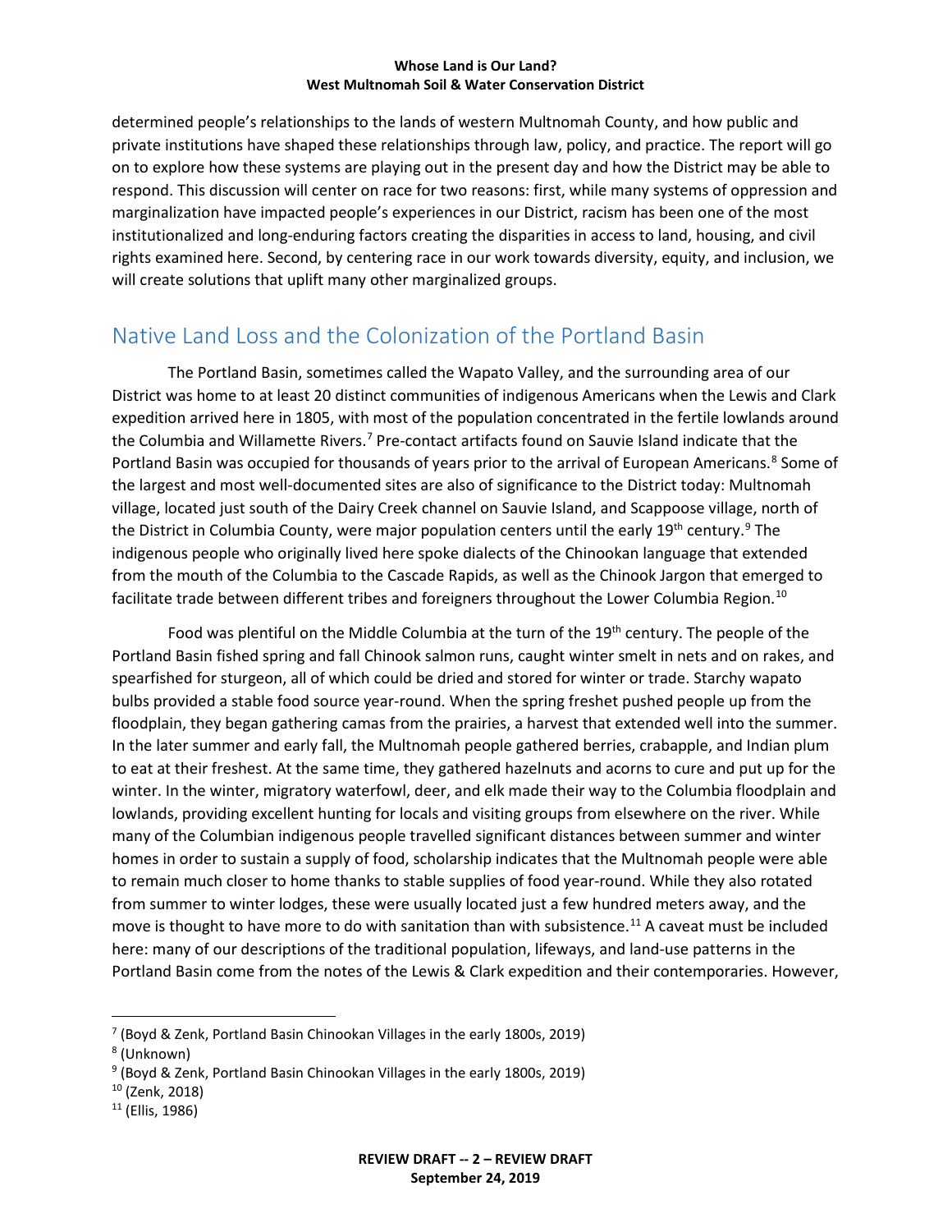determined people's relationships to the lands of western Multnomah County, and how public and private institutions have shaped these relationships through law, policy, and practice. The report will go on to explore how these systems are playing out in the present day and how the District may be able to respond. This discussion will center on race for two reasons: first, while many systems of oppression and marginalization have impacted people's experiences in our District, racism has been one of the most institutionalized and long-enduring factors creating the disparities in access to land, housing, and civil rights examined here. Second, by centering race in our work towards diversity, equity, and inclusion, we will create solutions that uplift many other marginalized groups.

## Native Land Loss and the Colonization of the Portland Basin

The Portland Basin, sometimes called the Wapato Valley, and the surrounding area of our District was home to at least 20 distinct communities of indigenous Americans when the Lewis and Clark expedition arrived here in 1805, with most of the population concentrated in the fertile lowlands around the Columbia and Willamette Rivers.[7] Pre-contact artifacts found on Sauvie Island indicate that the Portland Basin was occupied for thousands of years prior to the arrival of European Americans.[8] Some of the largest and most well-documented sites are also of significance to the District today: Multnomah village, located just south of the Dairy Creek channel on Sauvie Island, and Scappoose village, north of the District in Columbia County, were major population centers until the early 19th century.[9] The indigenous people who originally lived here spoke dialects of the Chinookan language that extended from the mouth of the Columbia to the Cascade Rapids, as well as the Chinook Jargon that emerged to facilitate trade between different tribes and foreigners throughout the Lower Columbia Region.[10]

Food was plentiful on the Middle Columbia at the turn of the 19th century. The people of the Portland Basin fished spring and fall Chinook salmon runs, caught winter smelt in nets and on rakes, and spearfished for sturgeon, all of which could be dried and stored for winter or trade. Starchy wapato bulbs provided a stable food source year-round. When the spring freshet pushed people up from the floodplain, they began gathering camas from the prairies, a harvest that extended well into the summer. In the later summer and early fall, the Multnomah people gathered berries, crabapple, and Indian plum to eat at their freshest. At the same time, they gathered hazelnuts and acorns to cure and put up for the winter. In the winter, migratory waterfowl, deer, and elk made their way to the Columbia floodplain and lowlands, providing excellent hunting for locals and visiting groups from elsewhere on the river. While many of the Columbian indigenous people travelled significant distances between summer and winter homes in order to sustain a supply of food, scholarship indicates that the Multnomah people were able to remain much closer to home thanks to stable supplies of food year-round. While they also rotated from summer to winter lodges, these were usually located just a few hundred meters away, and the move is thought to have more to do with sanitation than with subsistence.[11] A caveat must be included here: many of our descriptions of the traditional population, lifeways, and land-use patterns in the Portland Basin come from the notes of the Lewis & Clark expedition and their contemporaries. However,

[7] (Boyd & Zenk, Portland Basin Chinookan Villages in the early 1800s, 2019)

[8] (Unknown)

[9] (Boyd & Zenk, Portland Basin Chinookan Villages in the early 1800s, 2019)

[10] (Zenk, 2018)

[11] (Ellis, 1986)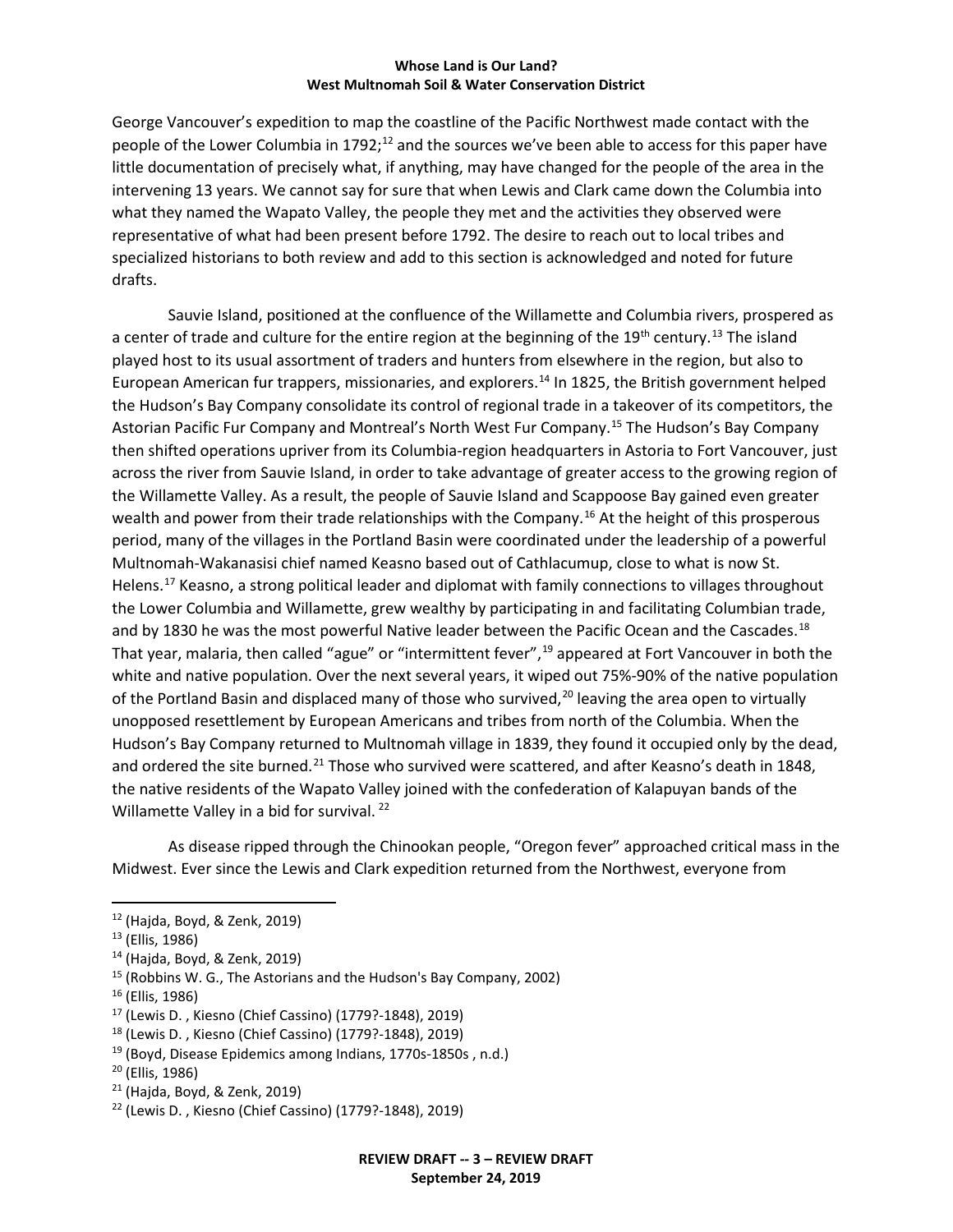George Vancouver's expedition to map the coastline of the Pacific Northwest made contact with the people of the Lower Columbia in 1792;[12] and the sources we've been able to access for this paper have little documentation of precisely what, if anything, may have changed for the people of the area in the intervening 13 years. We cannot say for sure that when Lewis and Clark came down the Columbia into what they named the Wapato Valley, the people they met and the activities they observed were representative of what had been present before 1792. The desire to reach out to local tribes and specialized historians to both review and add to this section is acknowledged and noted for future drafts.

Sauvie Island, positioned at the confluence of the Willamette and Columbia rivers, prospered as a center of trade and culture for the entire region at the beginning of the 19th century.[13] The island played host to its usual assortment of traders and hunters from elsewhere in the region, but also to European American fur trappers, missionaries, and explorers.[14] In 1825, the British government helped the Hudson's Bay Company consolidate its control of regional trade in a takeover of its competitors, the Astorian Pacific Fur Company and Montreal's North West Fur Company.[15] The Hudson's Bay Company then shifted operations upriver from its Columbia-region headquarters in Astoria to Fort Vancouver, just across the river from Sauvie Island, in order to take advantage of greater access to the growing region of the Willamette Valley. As a result, the people of Sauvie Island and Scappoose Bay gained even greater wealth and power from their trade relationships with the Company.[16] At the height of this prosperous period, many of the villages in the Portland Basin were coordinated under the leadership of a powerful Multnomah-Wakanasisi chief named Keasno based out of Cathlacumup, close to what is now St. Helens.[17] Keasno, a strong political leader and diplomat with family connections to villages throughout the Lower Columbia and Willamette, grew wealthy by participating in and facilitating Columbian trade, and by 1830 he was the most powerful Native leader between the Pacific Ocean and the Cascades.[18] That year, malaria, then called "ague" or "intermittent fever",[19] appeared at Fort Vancouver in both the white and native population. Over the next several years, it wiped out 75%-90% of the native population of the Portland Basin and displaced many of those who survived,[20] leaving the area open to virtually unopposed resettlement by European Americans and tribes from north of the Columbia. When the Hudson's Bay Company returned to Multnomah village in 1839, they found it occupied only by the dead, and ordered the site burned.[21] Those who survived were scattered, and after Keasno's death in 1848, the native residents of the Wapato Valley joined with the confederation of Kalapuyan bands of the Willamette Valley in a bid for survival.[22]

As disease ripped through the Chinookan people, "Oregon fever" approached critical mass in the Midwest. Ever since the Lewis and Clark expedition returned from the Northwest, everyone from

---

[12] (Hajda, Boyd, & Zenk, 2019)

[13] (Ellis, 1986)

[14] (Hajda, Boyd, & Zenk, 2019)

[15] (Robbins W. G., The Astorians and the Hudson's Bay Company, 2002)

[16] (Ellis, 1986)

[17] (Lewis D. , Kiesno (Chief Cassino) (1779?-1848), 2019)

[18] (Lewis D. , Kiesno (Chief Cassino) (1779?-1848), 2019)

[19] (Boyd, Disease Epidemics among Indians, 1770s-1850s , n.d.)

[20] (Ellis, 1986)

[21] (Hajda, Boyd, & Zenk, 2019)

[22] (Lewis D. , Kiesno (Chief Cassino) (1779?-1848), 2019)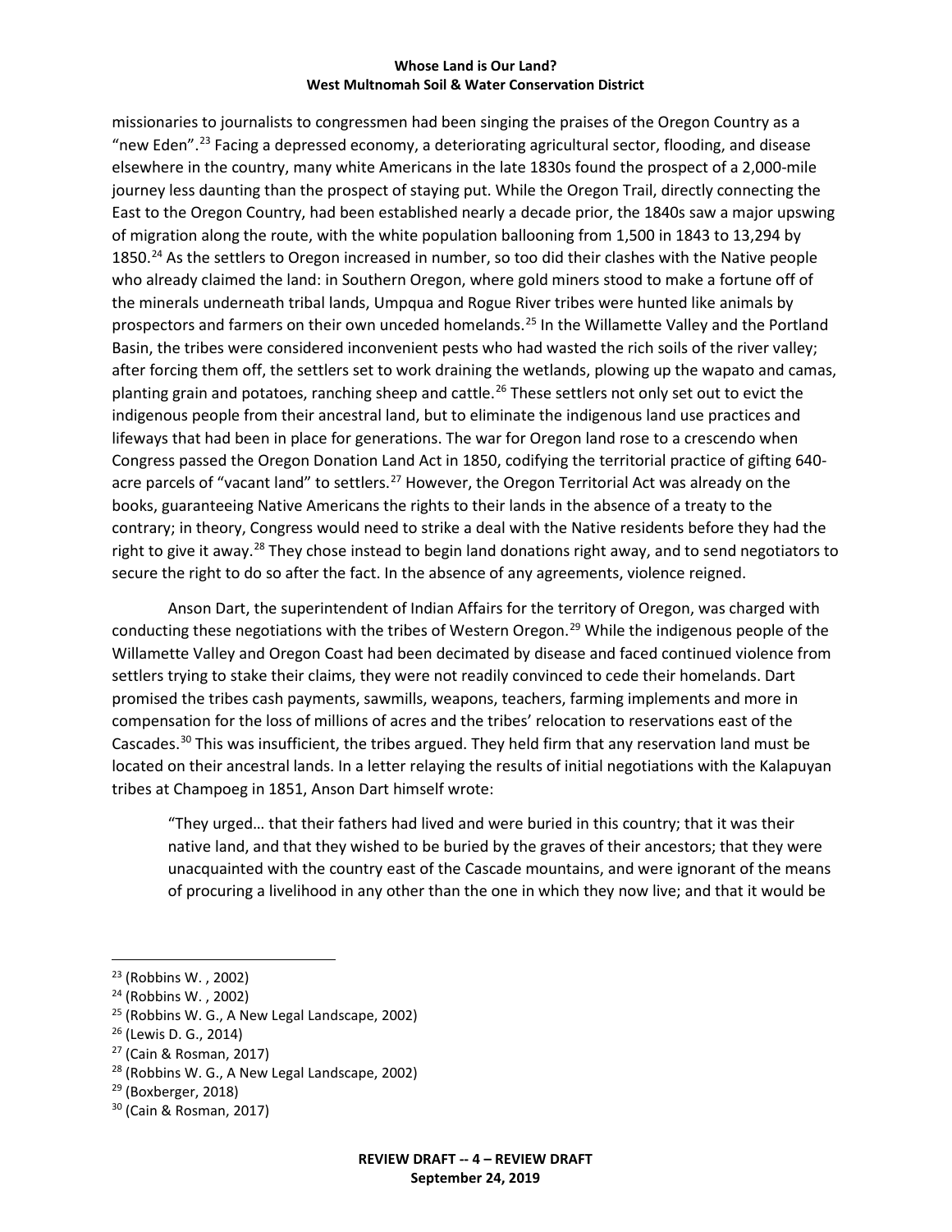missionaries to journalists to congressmen had been singing the praises of the Oregon Country as a "new Eden".[23] Facing a depressed economy, a deteriorating agricultural sector, flooding, and disease elsewhere in the country, many white Americans in the late 1830s found the prospect of a 2,000-mile journey less daunting than the prospect of staying put. While the Oregon Trail, directly connecting the East to the Oregon Country, had been established nearly a decade prior, the 1840s saw a major upswing of migration along the route, with the white population ballooning from 1,500 in 1843 to 13,294 by 1850.[24] As the settlers to Oregon increased in number, so too did their clashes with the Native people who already claimed the land: in Southern Oregon, where gold miners stood to make a fortune off of the minerals underneath tribal lands, Umpqua and Rogue River tribes were hunted like animals by prospectors and farmers on their own unceded homelands.[25] In the Willamette Valley and the Portland Basin, the tribes were considered inconvenient pests who had wasted the rich soils of the river valley; after forcing them off, the settlers set to work draining the wetlands, plowing up the wapato and camas, planting grain and potatoes, ranching sheep and cattle.[26] These settlers not only set out to evict the indigenous people from their ancestral land, but to eliminate the indigenous land use practices and lifeways that had been in place for generations. The war for Oregon land rose to a crescendo when Congress passed the Oregon Donation Land Act in 1850, codifying the territorial practice of gifting 640-acre parcels of "vacant land" to settlers.[27] However, the Oregon Territorial Act was already on the books, guaranteeing Native Americans the rights to their lands in the absence of a treaty to the contrary; in theory, Congress would need to strike a deal with the Native residents before they had the right to give it away.[28] They chose instead to begin land donations right away, and to send negotiators to secure the right to do so after the fact. In the absence of any agreements, violence reigned.

Anson Dart, the superintendent of Indian Affairs for the territory of Oregon, was charged with conducting these negotiations with the tribes of Western Oregon.[29] While the indigenous people of the Willamette Valley and Oregon Coast had been decimated by disease and faced continued violence from settlers trying to stake their claims, they were not readily convinced to cede their homelands. Dart promised the tribes cash payments, sawmills, weapons, teachers, farming implements and more in compensation for the loss of millions of acres and the tribes' relocation to reservations east of the Cascades.[30] This was insufficient, the tribes argued. They held firm that any reservation land must be located on their ancestral lands. In a letter relaying the results of initial negotiations with the Kalapuyan tribes at Champoeg in 1851, Anson Dart himself wrote:

> "They urged… that their fathers had lived and were buried in this country; that it was their native land, and that they wished to be buried by the graves of their ancestors; that they were unacquainted with the country east of the Cascade mountains, and were ignorant of the means of procuring a livelihood in any other than the one in which they now live; and that it would be

---

[23] (Robbins W. , 2002)

[24] (Robbins W. , 2002)

[25] (Robbins W. G., A New Legal Landscape, 2002)

[26] (Lewis D. G., 2014)

[27] (Cain & Rosman, 2017)

[28] (Robbins W. G., A New Legal Landscape, 2002)

[29] (Boxberger, 2018)

[30] (Cain & Rosman, 2017)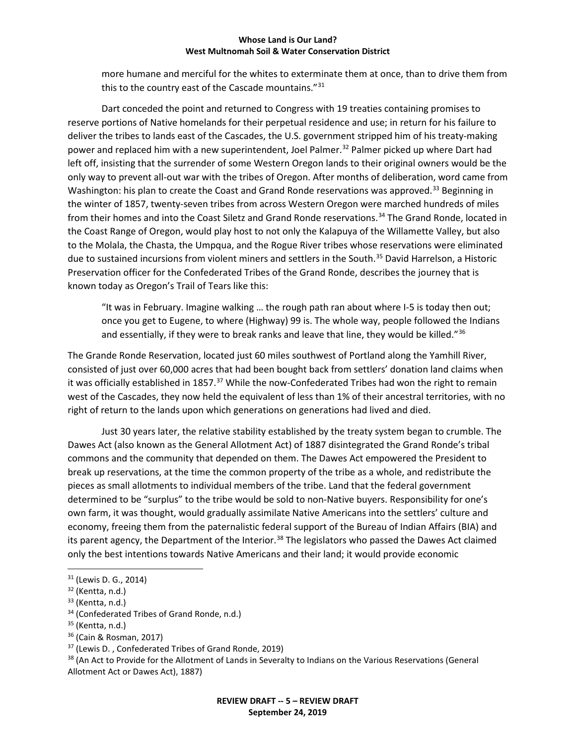more humane and merciful for the whites to exterminate them at once, than to drive them from this to the country east of the Cascade mountains."[31]

Dart conceded the point and returned to Congress with 19 treaties containing promises to reserve portions of Native homelands for their perpetual residence and use; in return for his failure to deliver the tribes to lands east of the Cascades, the U.S. government stripped him of his treaty-making power and replaced him with a new superintendent, Joel Palmer.[32] Palmer picked up where Dart had left off, insisting that the surrender of some Western Oregon lands to their original owners would be the only way to prevent all-out war with the tribes of Oregon. After months of deliberation, word came from Washington: his plan to create the Coast and Grand Ronde reservations was approved.[33] Beginning in the winter of 1857, twenty-seven tribes from across Western Oregon were marched hundreds of miles from their homes and into the Coast Siletz and Grand Ronde reservations.[34] The Grand Ronde, located in the Coast Range of Oregon, would play host to not only the Kalapuya of the Willamette Valley, but also to the Molala, the Chasta, the Umpqua, and the Rogue River tribes whose reservations were eliminated due to sustained incursions from violent miners and settlers in the South.[35] David Harrelson, a Historic Preservation officer for the Confederated Tribes of the Grand Ronde, describes the journey that is known today as Oregon's Trail of Tears like this:

> "It was in February. Imagine walking … the rough path ran about where I-5 is today then out; once you get to Eugene, to where (Highway) 99 is. The whole way, people followed the Indians and essentially, if they were to break ranks and leave that line, they would be killed."[36]

The Grande Ronde Reservation, located just 60 miles southwest of Portland along the Yamhill River, consisted of just over 60,000 acres that had been bought back from settlers' donation land claims when it was officially established in 1857.[37] While the now-Confederated Tribes had won the right to remain west of the Cascades, they now held the equivalent of less than 1% of their ancestral territories, with no right of return to the lands upon which generations on generations had lived and died.

Just 30 years later, the relative stability established by the treaty system began to crumble. The Dawes Act (also known as the General Allotment Act) of 1887 disintegrated the Grand Ronde's tribal commons and the community that depended on them. The Dawes Act empowered the President to break up reservations, at the time the common property of the tribe as a whole, and redistribute the pieces as small allotments to individual members of the tribe. Land that the federal government determined to be "surplus" to the tribe would be sold to non-Native buyers. Responsibility for one's own farm, it was thought, would gradually assimilate Native Americans into the settlers' culture and economy, freeing them from the paternalistic federal support of the Bureau of Indian Affairs (BIA) and its parent agency, the Department of the Interior.[38] The legislators who passed the Dawes Act claimed only the best intentions towards Native Americans and their land; it would provide economic

---

[31] (Lewis D. G., 2014)
[32] (Kentta, n.d.)
[33] (Kentta, n.d.)
[34] (Confederated Tribes of Grand Ronde, n.d.)
[35] (Kentta, n.d.)
[36] (Cain & Rosman, 2017)
[37] (Lewis D. , Confederated Tribes of Grand Ronde, 2019)
[38] (An Act to Provide for the Allotment of Lands in Severalty to Indians on the Various Reservations (General Allotment Act or Dawes Act), 1887)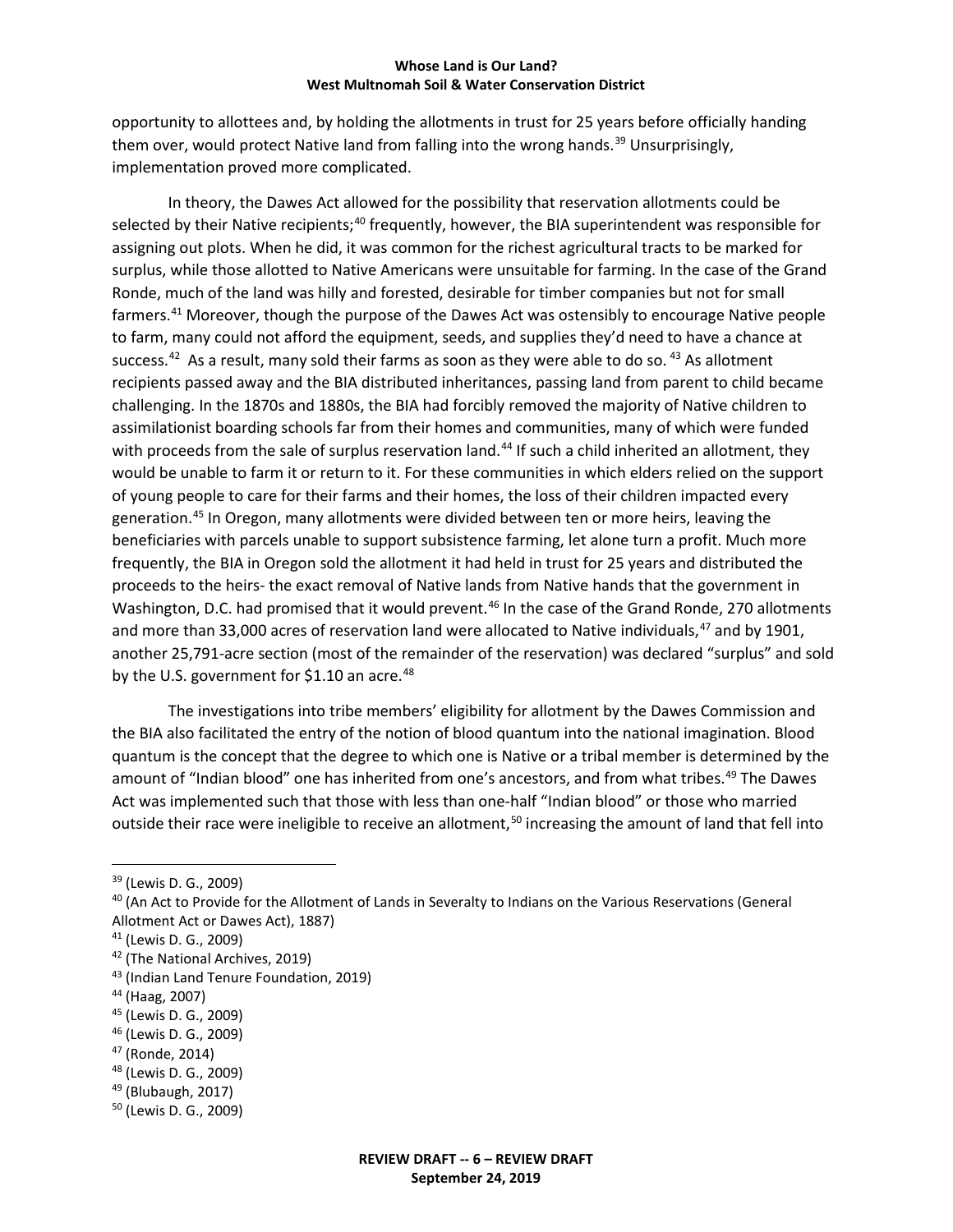opportunity to allottees and, by holding the allotments in trust for 25 years before officially handing them over, would protect Native land from falling into the wrong hands.[39] Unsurprisingly, implementation proved more complicated.

In theory, the Dawes Act allowed for the possibility that reservation allotments could be selected by their Native recipients;[40] frequently, however, the BIA superintendent was responsible for assigning out plots. When he did, it was common for the richest agricultural tracts to be marked for surplus, while those allotted to Native Americans were unsuitable for farming. In the case of the Grand Ronde, much of the land was hilly and forested, desirable for timber companies but not for small farmers.[41] Moreover, though the purpose of the Dawes Act was ostensibly to encourage Native people to farm, many could not afford the equipment, seeds, and supplies they'd need to have a chance at success.[42] As a result, many sold their farms as soon as they were able to do so.[43] As allotment recipients passed away and the BIA distributed inheritances, passing land from parent to child became challenging. In the 1870s and 1880s, the BIA had forcibly removed the majority of Native children to assimilationist boarding schools far from their homes and communities, many of which were funded with proceeds from the sale of surplus reservation land.[44] If such a child inherited an allotment, they would be unable to farm it or return to it. For these communities in which elders relied on the support of young people to care for their farms and their homes, the loss of their children impacted every generation.[45] In Oregon, many allotments were divided between ten or more heirs, leaving the beneficiaries with parcels unable to support subsistence farming, let alone turn a profit. Much more frequently, the BIA in Oregon sold the allotment it had held in trust for 25 years and distributed the proceeds to the heirs- the exact removal of Native lands from Native hands that the government in Washington, D.C. had promised that it would prevent.[46] In the case of the Grand Ronde, 270 allotments and more than 33,000 acres of reservation land were allocated to Native individuals,[47] and by 1901, another 25,791-acre section (most of the remainder of the reservation) was declared "surplus" and sold by the U.S. government for $1.10 an acre.[48]

The investigations into tribe members' eligibility for allotment by the Dawes Commission and the BIA also facilitated the entry of the notion of blood quantum into the national imagination. Blood quantum is the concept that the degree to which one is Native or a tribal member is determined by the amount of "Indian blood" one has inherited from one's ancestors, and from what tribes.[49] The Dawes Act was implemented such that those with less than one-half "Indian blood" or those who married outside their race were ineligible to receive an allotment,[50] increasing the amount of land that fell into

---

[39] (Lewis D. G., 2009)

[40] (An Act to Provide for the Allotment of Lands in Severalty to Indians on the Various Reservations (General Allotment Act or Dawes Act), 1887)

[41] (Lewis D. G., 2009)

[42] (The National Archives, 2019)

[43] (Indian Land Tenure Foundation, 2019)

[44] (Haag, 2007)

[45] (Lewis D. G., 2009)

[46] (Lewis D. G., 2009)

[47] (Ronde, 2014)

[48] (Lewis D. G., 2009)

[49] (Blubaugh, 2017)

[50] (Lewis D. G., 2009)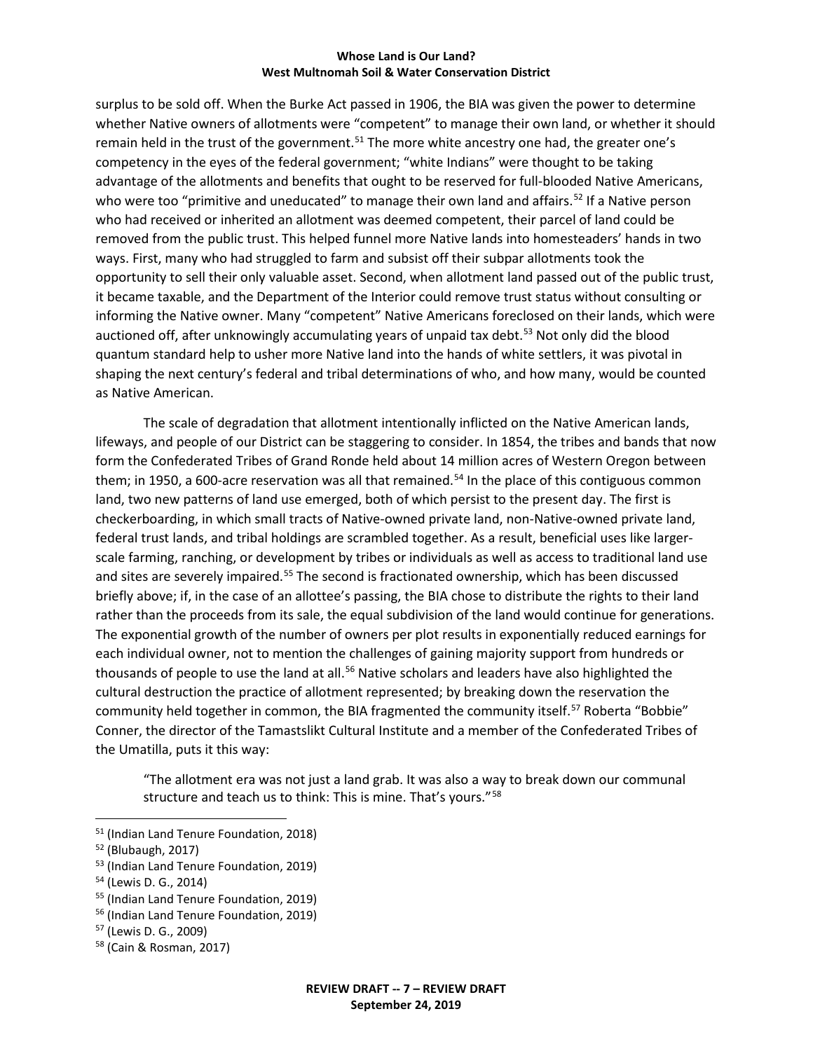surplus to be sold off. When the Burke Act passed in 1906, the BIA was given the power to determine whether Native owners of allotments were "competent" to manage their own land, or whether it should remain held in the trust of the government.[51] The more white ancestry one had, the greater one's competency in the eyes of the federal government; "white Indians" were thought to be taking advantage of the allotments and benefits that ought to be reserved for full-blooded Native Americans, who were too "primitive and uneducated" to manage their own land and affairs.[52] If a Native person who had received or inherited an allotment was deemed competent, their parcel of land could be removed from the public trust. This helped funnel more Native lands into homesteaders' hands in two ways. First, many who had struggled to farm and subsist off their subpar allotments took the opportunity to sell their only valuable asset. Second, when allotment land passed out of the public trust, it became taxable, and the Department of the Interior could remove trust status without consulting or informing the Native owner. Many "competent" Native Americans foreclosed on their lands, which were auctioned off, after unknowingly accumulating years of unpaid tax debt.[53] Not only did the blood quantum standard help to usher more Native land into the hands of white settlers, it was pivotal in shaping the next century's federal and tribal determinations of who, and how many, would be counted as Native American.

The scale of degradation that allotment intentionally inflicted on the Native American lands, lifeways, and people of our District can be staggering to consider. In 1854, the tribes and bands that now form the Confederated Tribes of Grand Ronde held about 14 million acres of Western Oregon between them; in 1950, a 600-acre reservation was all that remained.[54] In the place of this contiguous common land, two new patterns of land use emerged, both of which persist to the present day. The first is checkerboarding, in which small tracts of Native-owned private land, non-Native-owned private land, federal trust lands, and tribal holdings are scrambled together. As a result, beneficial uses like larger-scale farming, ranching, or development by tribes or individuals as well as access to traditional land use and sites are severely impaired.[55] The second is fractionated ownership, which has been discussed briefly above; if, in the case of an allottee's passing, the BIA chose to distribute the rights to their land rather than the proceeds from its sale, the equal subdivision of the land would continue for generations. The exponential growth of the number of owners per plot results in exponentially reduced earnings for each individual owner, not to mention the challenges of gaining majority support from hundreds or thousands of people to use the land at all.[56] Native scholars and leaders have also highlighted the cultural destruction the practice of allotment represented; by breaking down the reservation the community held together in common, the BIA fragmented the community itself.[57] Roberta "Bobbie" Conner, the director of the Tamastslikt Cultural Institute and a member of the Confederated Tribes of the Umatilla, puts it this way:

> "The allotment era was not just a land grab. It was also a way to break down our communal structure and teach us to think: This is mine. That's yours."[58]

---

[51] (Indian Land Tenure Foundation, 2018)

[52] (Blubaugh, 2017)

[53] (Indian Land Tenure Foundation, 2019)

[54] (Lewis D. G., 2014)

[55] (Indian Land Tenure Foundation, 2019)

[56] (Indian Land Tenure Foundation, 2019)

[57] (Lewis D. G., 2009)

[58] (Cain & Rosman, 2017)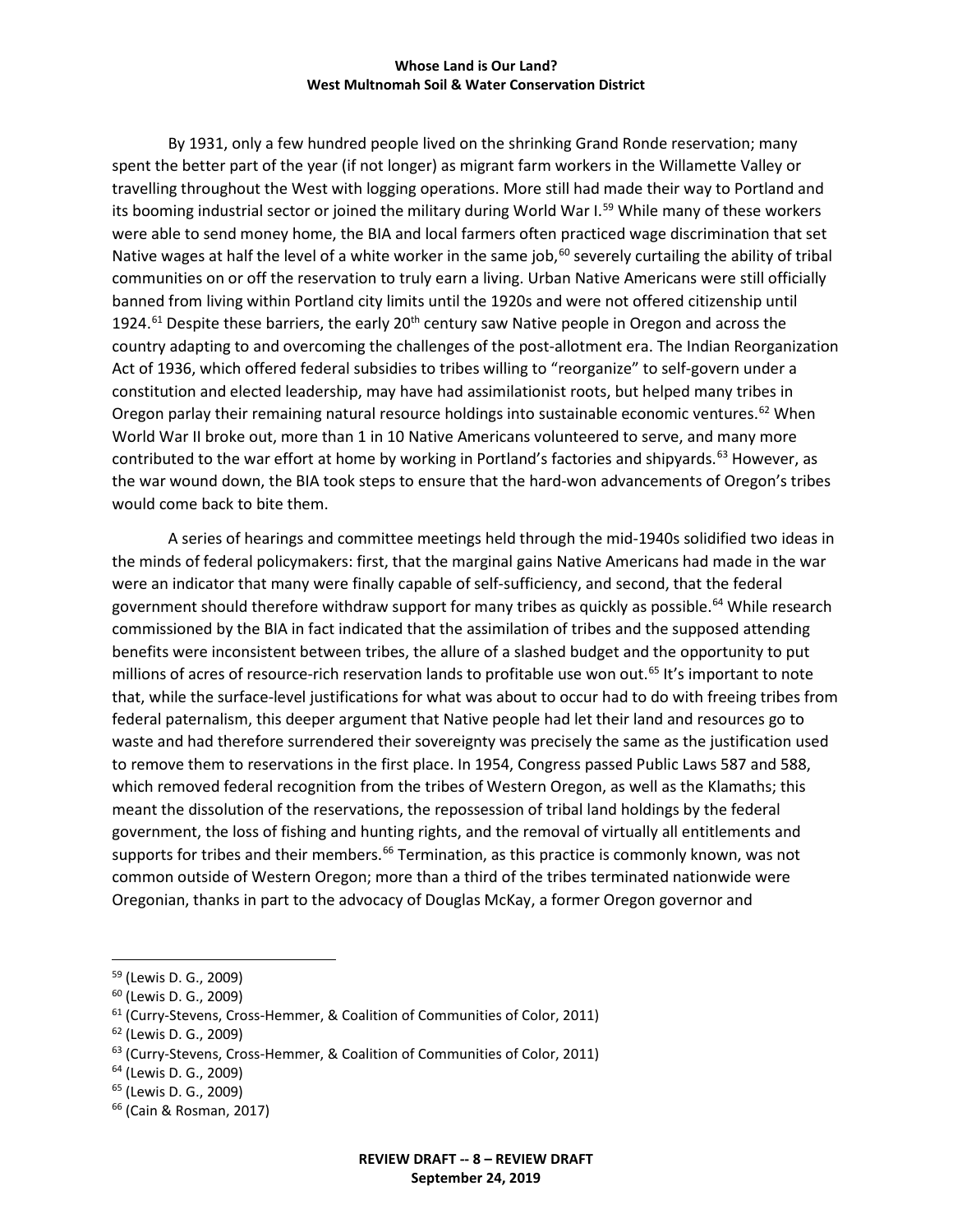By 1931, only a few hundred people lived on the shrinking Grand Ronde reservation; many spent the better part of the year (if not longer) as migrant farm workers in the Willamette Valley or travelling throughout the West with logging operations. More still had made their way to Portland and its booming industrial sector or joined the military during World War I.[59] While many of these workers were able to send money home, the BIA and local farmers often practiced wage discrimination that set Native wages at half the level of a white worker in the same job,[60] severely curtailing the ability of tribal communities on or off the reservation to truly earn a living. Urban Native Americans were still officially banned from living within Portland city limits until the 1920s and were not offered citizenship until 1924.[61] Despite these barriers, the early 20th century saw Native people in Oregon and across the country adapting to and overcoming the challenges of the post-allotment era. The Indian Reorganization Act of 1936, which offered federal subsidies to tribes willing to "reorganize" to self-govern under a constitution and elected leadership, may have had assimilationist roots, but helped many tribes in Oregon parlay their remaining natural resource holdings into sustainable economic ventures.[62] When World War II broke out, more than 1 in 10 Native Americans volunteered to serve, and many more contributed to the war effort at home by working in Portland's factories and shipyards.[63] However, as the war wound down, the BIA took steps to ensure that the hard-won advancements of Oregon's tribes would come back to bite them.

A series of hearings and committee meetings held through the mid-1940s solidified two ideas in the minds of federal policymakers: first, that the marginal gains Native Americans had made in the war were an indicator that many were finally capable of self-sufficiency, and second, that the federal government should therefore withdraw support for many tribes as quickly as possible.[64] While research commissioned by the BIA in fact indicated that the assimilation of tribes and the supposed attending benefits were inconsistent between tribes, the allure of a slashed budget and the opportunity to put millions of acres of resource-rich reservation lands to profitable use won out.[65] It's important to note that, while the surface-level justifications for what was about to occur had to do with freeing tribes from federal paternalism, this deeper argument that Native people had let their land and resources go to waste and had therefore surrendered their sovereignty was precisely the same as the justification used to remove them to reservations in the first place. In 1954, Congress passed Public Laws 587 and 588, which removed federal recognition from the tribes of Western Oregon, as well as the Klamaths; this meant the dissolution of the reservations, the repossession of tribal land holdings by the federal government, the loss of fishing and hunting rights, and the removal of virtually all entitlements and supports for tribes and their members.[66] Termination, as this practice is commonly known, was not common outside of Western Oregon; more than a third of the tribes terminated nationwide were Oregonian, thanks in part to the advocacy of Douglas McKay, a former Oregon governor and

---

[59] (Lewis D. G., 2009)
[60] (Lewis D. G., 2009)
[61] (Curry-Stevens, Cross-Hemmer, & Coalition of Communities of Color, 2011)
[62] (Lewis D. G., 2009)
[63] (Curry-Stevens, Cross-Hemmer, & Coalition of Communities of Color, 2011)
[64] (Lewis D. G., 2009)
[65] (Lewis D. G., 2009)
[66] (Cain & Rosman, 2017)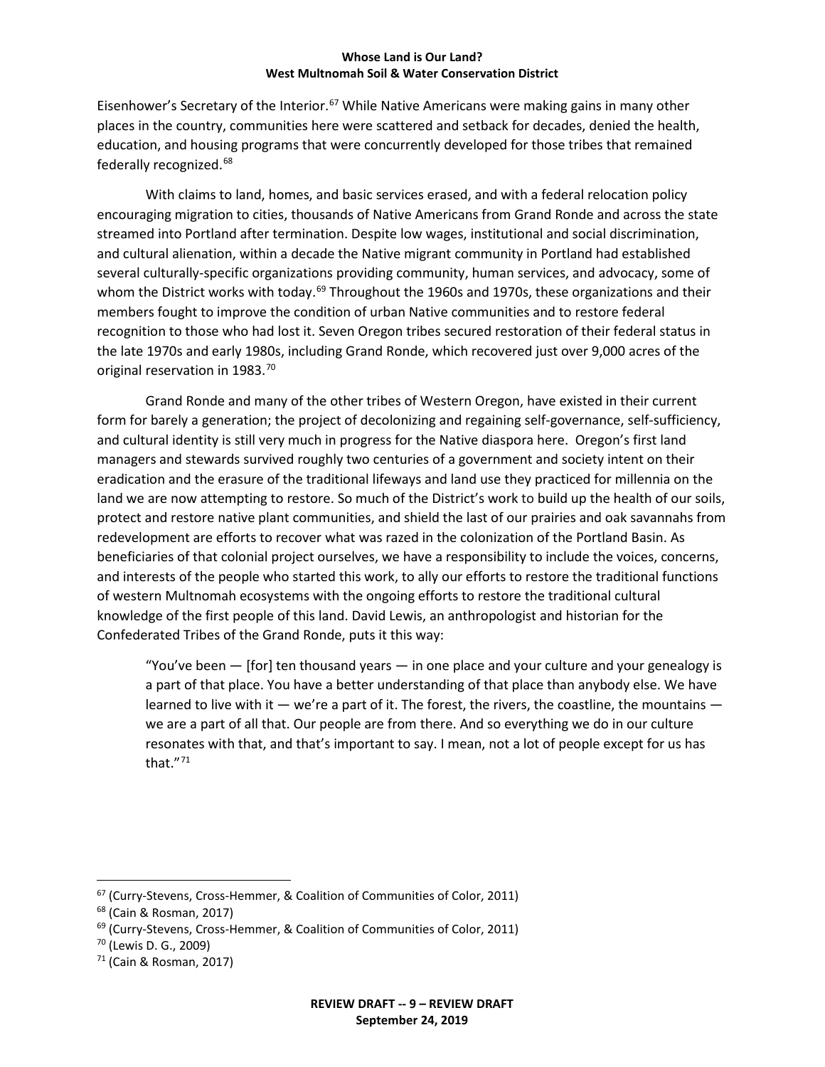Eisenhower's Secretary of the Interior.[67] While Native Americans were making gains in many other places in the country, communities here were scattered and setback for decades, denied the health, education, and housing programs that were concurrently developed for those tribes that remained federally recognized.[68]

With claims to land, homes, and basic services erased, and with a federal relocation policy encouraging migration to cities, thousands of Native Americans from Grand Ronde and across the state streamed into Portland after termination. Despite low wages, institutional and social discrimination, and cultural alienation, within a decade the Native migrant community in Portland had established several culturally-specific organizations providing community, human services, and advocacy, some of whom the District works with today.[69] Throughout the 1960s and 1970s, these organizations and their members fought to improve the condition of urban Native communities and to restore federal recognition to those who had lost it. Seven Oregon tribes secured restoration of their federal status in the late 1970s and early 1980s, including Grand Ronde, which recovered just over 9,000 acres of the original reservation in 1983.[70]

Grand Ronde and many of the other tribes of Western Oregon, have existed in their current form for barely a generation; the project of decolonizing and regaining self-governance, self-sufficiency, and cultural identity is still very much in progress for the Native diaspora here. Oregon's first land managers and stewards survived roughly two centuries of a government and society intent on their eradication and the erasure of the traditional lifeways and land use they practiced for millennia on the land we are now attempting to restore. So much of the District's work to build up the health of our soils, protect and restore native plant communities, and shield the last of our prairies and oak savannahs from redevelopment are efforts to recover what was razed in the colonization of the Portland Basin. As beneficiaries of that colonial project ourselves, we have a responsibility to include the voices, concerns, and interests of the people who started this work, to ally our efforts to restore the traditional functions of western Multnomah ecosystems with the ongoing efforts to restore the traditional cultural knowledge of the first people of this land. David Lewis, an anthropologist and historian for the Confederated Tribes of the Grand Ronde, puts it this way:

> "You've been — [for] ten thousand years — in one place and your culture and your genealogy is a part of that place. You have a better understanding of that place than anybody else. We have learned to live with it — we're a part of it. The forest, the rivers, the coastline, the mountains — we are a part of all that. Our people are from there. And so everything we do in our culture resonates with that, and that's important to say. I mean, not a lot of people except for us has that."[71]

---

[67] (Curry-Stevens, Cross-Hemmer, & Coalition of Communities of Color, 2011)

[68] (Cain & Rosman, 2017)

[69] (Curry-Stevens, Cross-Hemmer, & Coalition of Communities of Color, 2011)

[70] (Lewis D. G., 2009)

[71] (Cain & Rosman, 2017)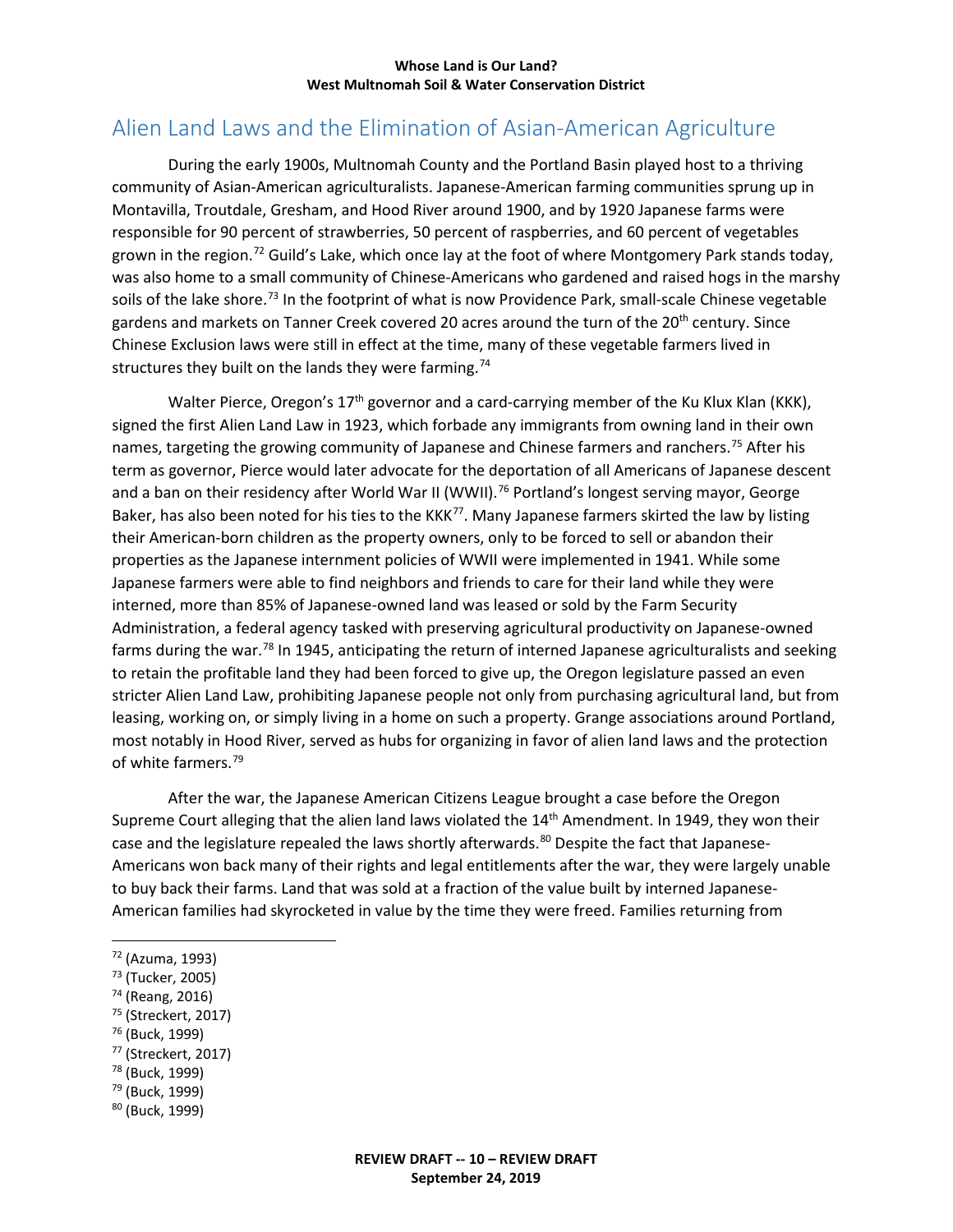## Alien Land Laws and the Elimination of Asian-American Agriculture

During the early 1900s, Multnomah County and the Portland Basin played host to a thriving community of Asian-American agriculturalists. Japanese-American farming communities sprung up in Montavilla, Troutdale, Gresham, and Hood River around 1900, and by 1920 Japanese farms were responsible for 90 percent of strawberries, 50 percent of raspberries, and 60 percent of vegetables grown in the region.[72] Guild's Lake, which once lay at the foot of where Montgomery Park stands today, was also home to a small community of Chinese-Americans who gardened and raised hogs in the marshy soils of the lake shore.[73] In the footprint of what is now Providence Park, small-scale Chinese vegetable gardens and markets on Tanner Creek covered 20 acres around the turn of the 20th century. Since Chinese Exclusion laws were still in effect at the time, many of these vegetable farmers lived in structures they built on the lands they were farming.[74]

Walter Pierce, Oregon's 17th governor and a card-carrying member of the Ku Klux Klan (KKK), signed the first Alien Land Law in 1923, which forbade any immigrants from owning land in their own names, targeting the growing community of Japanese and Chinese farmers and ranchers.[75] After his term as governor, Pierce would later advocate for the deportation of all Americans of Japanese descent and a ban on their residency after World War II (WWII).[76] Portland's longest serving mayor, George Baker, has also been noted for his ties to the KKK[77]. Many Japanese farmers skirted the law by listing their American-born children as the property owners, only to be forced to sell or abandon their properties as the Japanese internment policies of WWII were implemented in 1941. While some Japanese farmers were able to find neighbors and friends to care for their land while they were interned, more than 85% of Japanese-owned land was leased or sold by the Farm Security Administration, a federal agency tasked with preserving agricultural productivity on Japanese-owned farms during the war.[78] In 1945, anticipating the return of interned Japanese agriculturalists and seeking to retain the profitable land they had been forced to give up, the Oregon legislature passed an even stricter Alien Land Law, prohibiting Japanese people not only from purchasing agricultural land, but from leasing, working on, or simply living in a home on such a property. Grange associations around Portland, most notably in Hood River, served as hubs for organizing in favor of alien land laws and the protection of white farmers.[79]

After the war, the Japanese American Citizens League brought a case before the Oregon Supreme Court alleging that the alien land laws violated the 14th Amendment. In 1949, they won their case and the legislature repealed the laws shortly afterwards.[80] Despite the fact that Japanese-Americans won back many of their rights and legal entitlements after the war, they were largely unable to buy back their farms. Land that was sold at a fraction of the value built by interned Japanese-American families had skyrocketed in value by the time they were freed. Families returning from

---

[72] (Azuma, 1993)
[73] (Tucker, 2005)
[74] (Reang, 2016)
[75] (Streckert, 2017)
[76] (Buck, 1999)
[77] (Streckert, 2017)
[78] (Buck, 1999)
[79] (Buck, 1999)
[80] (Buck, 1999)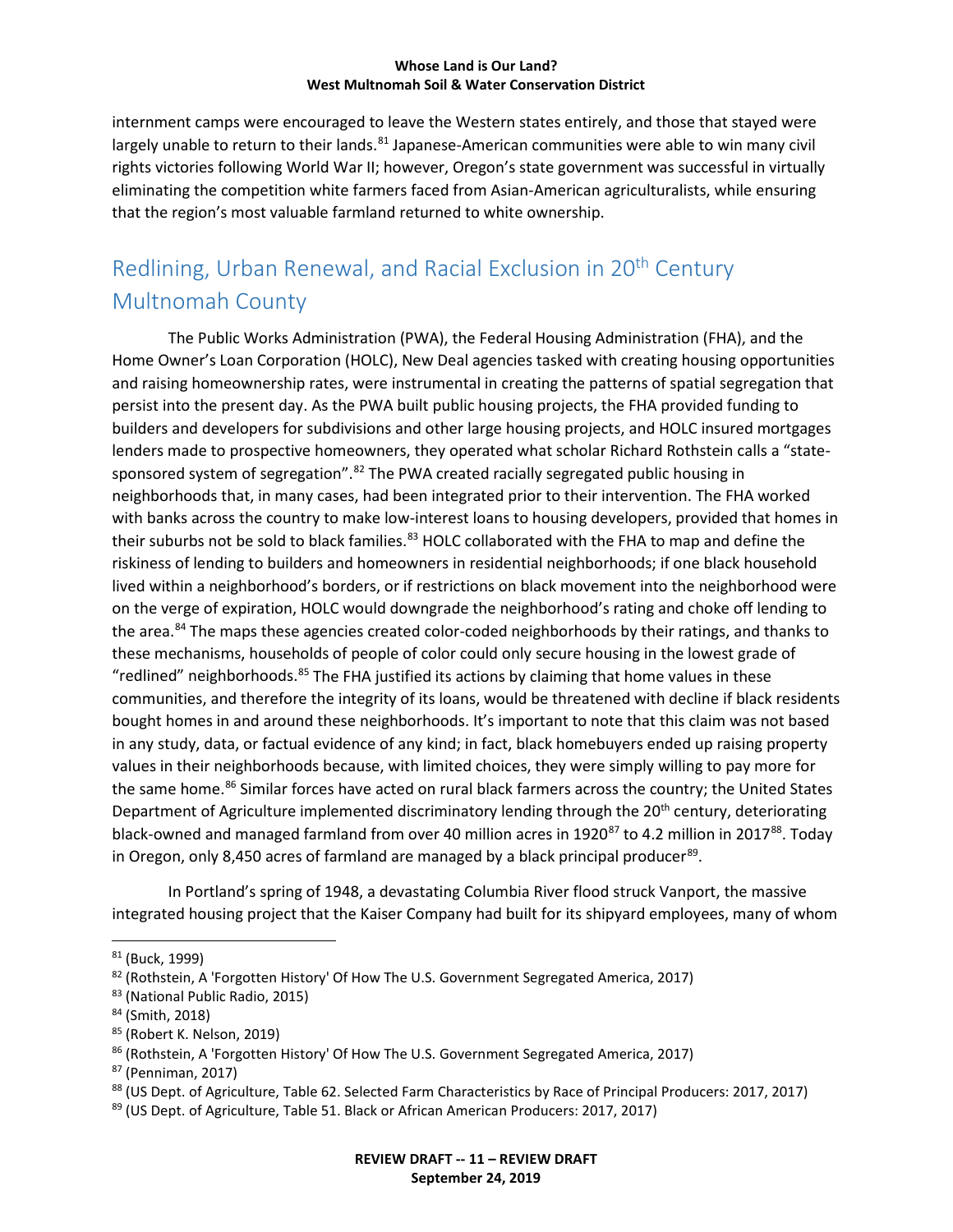internment camps were encouraged to leave the Western states entirely, and those that stayed were largely unable to return to their lands.[81] Japanese-American communities were able to win many civil rights victories following World War II; however, Oregon's state government was successful in virtually eliminating the competition white farmers faced from Asian-American agriculturalists, while ensuring that the region's most valuable farmland returned to white ownership.

## Redlining, Urban Renewal, and Racial Exclusion in 20th Century Multnomah County

The Public Works Administration (PWA), the Federal Housing Administration (FHA), and the Home Owner's Loan Corporation (HOLC), New Deal agencies tasked with creating housing opportunities and raising homeownership rates, were instrumental in creating the patterns of spatial segregation that persist into the present day. As the PWA built public housing projects, the FHA provided funding to builders and developers for subdivisions and other large housing projects, and HOLC insured mortgages lenders made to prospective homeowners, they operated what scholar Richard Rothstein calls a "state-sponsored system of segregation".[82] The PWA created racially segregated public housing in neighborhoods that, in many cases, had been integrated prior to their intervention. The FHA worked with banks across the country to make low-interest loans to housing developers, provided that homes in their suburbs not be sold to black families.[83] HOLC collaborated with the FHA to map and define the riskiness of lending to builders and homeowners in residential neighborhoods; if one black household lived within a neighborhood's borders, or if restrictions on black movement into the neighborhood were on the verge of expiration, HOLC would downgrade the neighborhood's rating and choke off lending to the area.[84] The maps these agencies created color-coded neighborhoods by their ratings, and thanks to these mechanisms, households of people of color could only secure housing in the lowest grade of "redlined" neighborhoods.[85] The FHA justified its actions by claiming that home values in these communities, and therefore the integrity of its loans, would be threatened with decline if black residents bought homes in and around these neighborhoods. It's important to note that this claim was not based in any study, data, or factual evidence of any kind; in fact, black homebuyers ended up raising property values in their neighborhoods because, with limited choices, they were simply willing to pay more for the same home.[86] Similar forces have acted on rural black farmers across the country; the United States Department of Agriculture implemented discriminatory lending through the 20th century, deteriorating black-owned and managed farmland from over 40 million acres in 1920[87] to 4.2 million in 2017[88]. Today in Oregon, only 8,450 acres of farmland are managed by a black principal producer[89].

In Portland's spring of 1948, a devastating Columbia River flood struck Vanport, the massive integrated housing project that the Kaiser Company had built for its shipyard employees, many of whom

---

[81] (Buck, 1999)

[82] (Rothstein, A 'Forgotten History' Of How The U.S. Government Segregated America, 2017)

[83] (National Public Radio, 2015)

[84] (Smith, 2018)

[85] (Robert K. Nelson, 2019)

[86] (Rothstein, A 'Forgotten History' Of How The U.S. Government Segregated America, 2017)

[87] (Penniman, 2017)

[88] (US Dept. of Agriculture, Table 62. Selected Farm Characteristics by Race of Principal Producers: 2017, 2017)

[89] (US Dept. of Agriculture, Table 51. Black or African American Producers: 2017, 2017)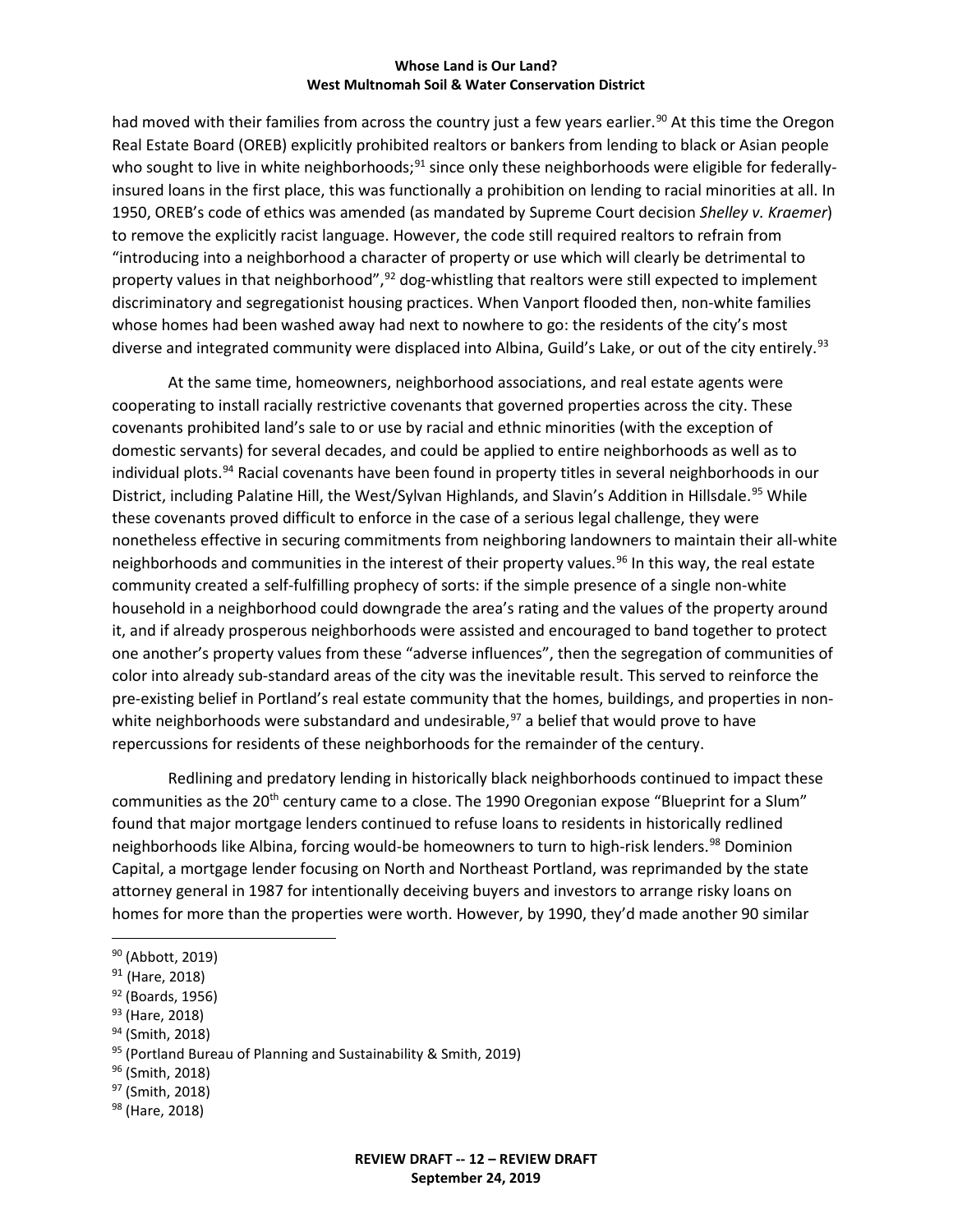had moved with their families from across the country just a few years earlier.[90] At this time the Oregon Real Estate Board (OREB) explicitly prohibited realtors or bankers from lending to black or Asian people who sought to live in white neighborhoods;[91] since only these neighborhoods were eligible for federally-insured loans in the first place, this was functionally a prohibition on lending to racial minorities at all. In 1950, OREB's code of ethics was amended (as mandated by Supreme Court decision *Shelley v. Kraemer*) to remove the explicitly racist language. However, the code still required realtors to refrain from "introducing into a neighborhood a character of property or use which will clearly be detrimental to property values in that neighborhood",[92] dog-whistling that realtors were still expected to implement discriminatory and segregationist housing practices. When Vanport flooded then, non-white families whose homes had been washed away had next to nowhere to go: the residents of the city's most diverse and integrated community were displaced into Albina, Guild's Lake, or out of the city entirely.[93]

At the same time, homeowners, neighborhood associations, and real estate agents were cooperating to install racially restrictive covenants that governed properties across the city. These covenants prohibited land's sale to or use by racial and ethnic minorities (with the exception of domestic servants) for several decades, and could be applied to entire neighborhoods as well as to individual plots.[94] Racial covenants have been found in property titles in several neighborhoods in our District, including Palatine Hill, the West/Sylvan Highlands, and Slavin's Addition in Hillsdale.[95] While these covenants proved difficult to enforce in the case of a serious legal challenge, they were nonetheless effective in securing commitments from neighboring landowners to maintain their all-white neighborhoods and communities in the interest of their property values.[96] In this way, the real estate community created a self-fulfilling prophecy of sorts: if the simple presence of a single non-white household in a neighborhood could downgrade the area's rating and the values of the property around it, and if already prosperous neighborhoods were assisted and encouraged to band together to protect one another's property values from these "adverse influences", then the segregation of communities of color into already sub-standard areas of the city was the inevitable result. This served to reinforce the pre-existing belief in Portland's real estate community that the homes, buildings, and properties in non-white neighborhoods were substandard and undesirable,[97] a belief that would prove to have repercussions for residents of these neighborhoods for the remainder of the century.

Redlining and predatory lending in historically black neighborhoods continued to impact these communities as the 20th century came to a close. The 1990 Oregonian expose "Blueprint for a Slum" found that major mortgage lenders continued to refuse loans to residents in historically redlined neighborhoods like Albina, forcing would-be homeowners to turn to high-risk lenders.[98] Dominion Capital, a mortgage lender focusing on North and Northeast Portland, was reprimanded by the state attorney general in 1987 for intentionally deceiving buyers and investors to arrange risky loans on homes for more than the properties were worth. However, by 1990, they'd made another 90 similar

[90] (Abbott, 2019)
[91] (Hare, 2018)
[92] (Boards, 1956)
[93] (Hare, 2018)
[94] (Smith, 2018)
[95] (Portland Bureau of Planning and Sustainability & Smith, 2019)
[96] (Smith, 2018)
[97] (Smith, 2018)
[98] (Hare, 2018)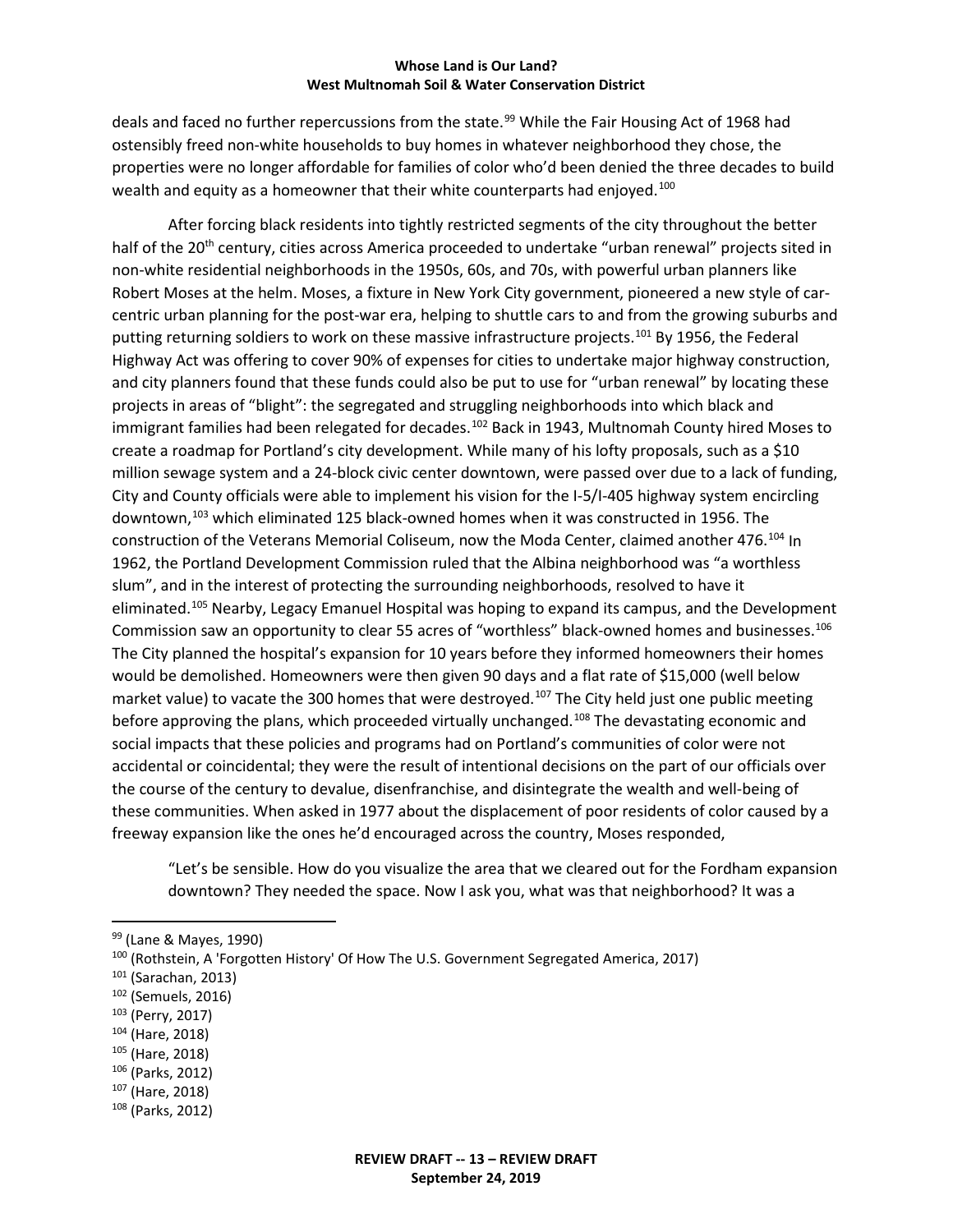deals and faced no further repercussions from the state.[99] While the Fair Housing Act of 1968 had ostensibly freed non-white households to buy homes in whatever neighborhood they chose, the properties were no longer affordable for families of color who'd been denied the three decades to build wealth and equity as a homeowner that their white counterparts had enjoyed.[100]

After forcing black residents into tightly restricted segments of the city throughout the better half of the 20th century, cities across America proceeded to undertake "urban renewal" projects sited in non-white residential neighborhoods in the 1950s, 60s, and 70s, with powerful urban planners like Robert Moses at the helm. Moses, a fixture in New York City government, pioneered a new style of car-centric urban planning for the post-war era, helping to shuttle cars to and from the growing suburbs and putting returning soldiers to work on these massive infrastructure projects.[101] By 1956, the Federal Highway Act was offering to cover 90% of expenses for cities to undertake major highway construction, and city planners found that these funds could also be put to use for "urban renewal" by locating these projects in areas of "blight": the segregated and struggling neighborhoods into which black and immigrant families had been relegated for decades.[102] Back in 1943, Multnomah County hired Moses to create a roadmap for Portland's city development. While many of his lofty proposals, such as a $10 million sewage system and a 24-block civic center downtown, were passed over due to a lack of funding, City and County officials were able to implement his vision for the I-5/I-405 highway system encircling downtown,[103] which eliminated 125 black-owned homes when it was constructed in 1956. The construction of the Veterans Memorial Coliseum, now the Moda Center, claimed another 476.[104] In 1962, the Portland Development Commission ruled that the Albina neighborhood was "a worthless slum", and in the interest of protecting the surrounding neighborhoods, resolved to have it eliminated.[105] Nearby, Legacy Emanuel Hospital was hoping to expand its campus, and the Development Commission saw an opportunity to clear 55 acres of "worthless" black-owned homes and businesses.[106] The City planned the hospital's expansion for 10 years before they informed homeowners their homes would be demolished. Homeowners were then given 90 days and a flat rate of $15,000 (well below market value) to vacate the 300 homes that were destroyed.[107] The City held just one public meeting before approving the plans, which proceeded virtually unchanged.[108] The devastating economic and social impacts that these policies and programs had on Portland's communities of color were not accidental or coincidental; they were the result of intentional decisions on the part of our officials over the course of the century to devalue, disenfranchise, and disintegrate the wealth and well-being of these communities. When asked in 1977 about the displacement of poor residents of color caused by a freeway expansion like the ones he'd encouraged across the country, Moses responded,

> "Let's be sensible. How do you visualize the area that we cleared out for the Fordham expansion downtown? They needed the space. Now I ask you, what was that neighborhood? It was a

---

[99] (Lane & Mayes, 1990)
[100] (Rothstein, A 'Forgotten History' Of How The U.S. Government Segregated America, 2017)
[101] (Sarachan, 2013)
[102] (Semuels, 2016)
[103] (Perry, 2017)
[104] (Hare, 2018)
[105] (Hare, 2018)
[106] (Parks, 2012)
[107] (Hare, 2018)
[108] (Parks, 2012)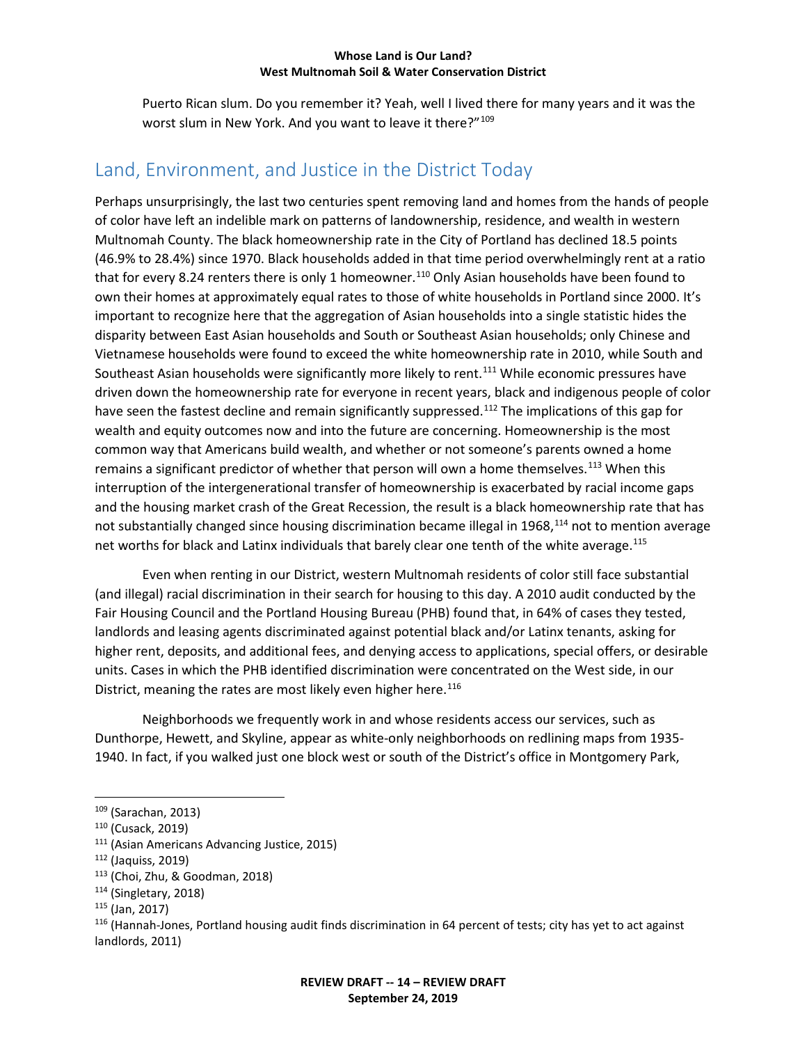Puerto Rican slum. Do you remember it? Yeah, well I lived there for many years and it was the worst slum in New York. And you want to leave it there?"[109]

## Land, Environment, and Justice in the District Today

Perhaps unsurprisingly, the last two centuries spent removing land and homes from the hands of people of color have left an indelible mark on patterns of landownership, residence, and wealth in western Multnomah County. The black homeownership rate in the City of Portland has declined 18.5 points (46.9% to 28.4%) since 1970. Black households added in that time period overwhelmingly rent at a ratio that for every 8.24 renters there is only 1 homeowner.[110] Only Asian households have been found to own their homes at approximately equal rates to those of white households in Portland since 2000. It's important to recognize here that the aggregation of Asian households into a single statistic hides the disparity between East Asian households and South or Southeast Asian households; only Chinese and Vietnamese households were found to exceed the white homeownership rate in 2010, while South and Southeast Asian households were significantly more likely to rent.[111] While economic pressures have driven down the homeownership rate for everyone in recent years, black and indigenous people of color have seen the fastest decline and remain significantly suppressed.[112] The implications of this gap for wealth and equity outcomes now and into the future are concerning. Homeownership is the most common way that Americans build wealth, and whether or not someone's parents owned a home remains a significant predictor of whether that person will own a home themselves.[113] When this interruption of the intergenerational transfer of homeownership is exacerbated by racial income gaps and the housing market crash of the Great Recession, the result is a black homeownership rate that has not substantially changed since housing discrimination became illegal in 1968,[114] not to mention average net worths for black and Latinx individuals that barely clear one tenth of the white average.[115]

Even when renting in our District, western Multnomah residents of color still face substantial (and illegal) racial discrimination in their search for housing to this day. A 2010 audit conducted by the Fair Housing Council and the Portland Housing Bureau (PHB) found that, in 64% of cases they tested, landlords and leasing agents discriminated against potential black and/or Latinx tenants, asking for higher rent, deposits, and additional fees, and denying access to applications, special offers, or desirable units. Cases in which the PHB identified discrimination were concentrated on the West side, in our District, meaning the rates are most likely even higher here.[116]

Neighborhoods we frequently work in and whose residents access our services, such as Dunthorpe, Hewett, and Skyline, appear as white-only neighborhoods on redlining maps from 1935-1940. In fact, if you walked just one block west or south of the District's office in Montgomery Park,

---

[109] (Sarachan, 2013)

[110] (Cusack, 2019)

[111] (Asian Americans Advancing Justice, 2015)

[112] (Jaquiss, 2019)

[113] (Choi, Zhu, & Goodman, 2018)

[114] (Singletary, 2018)

[115] (Jan, 2017)

[116] (Hannah-Jones, Portland housing audit finds discrimination in 64 percent of tests; city has yet to act against landlords, 2011)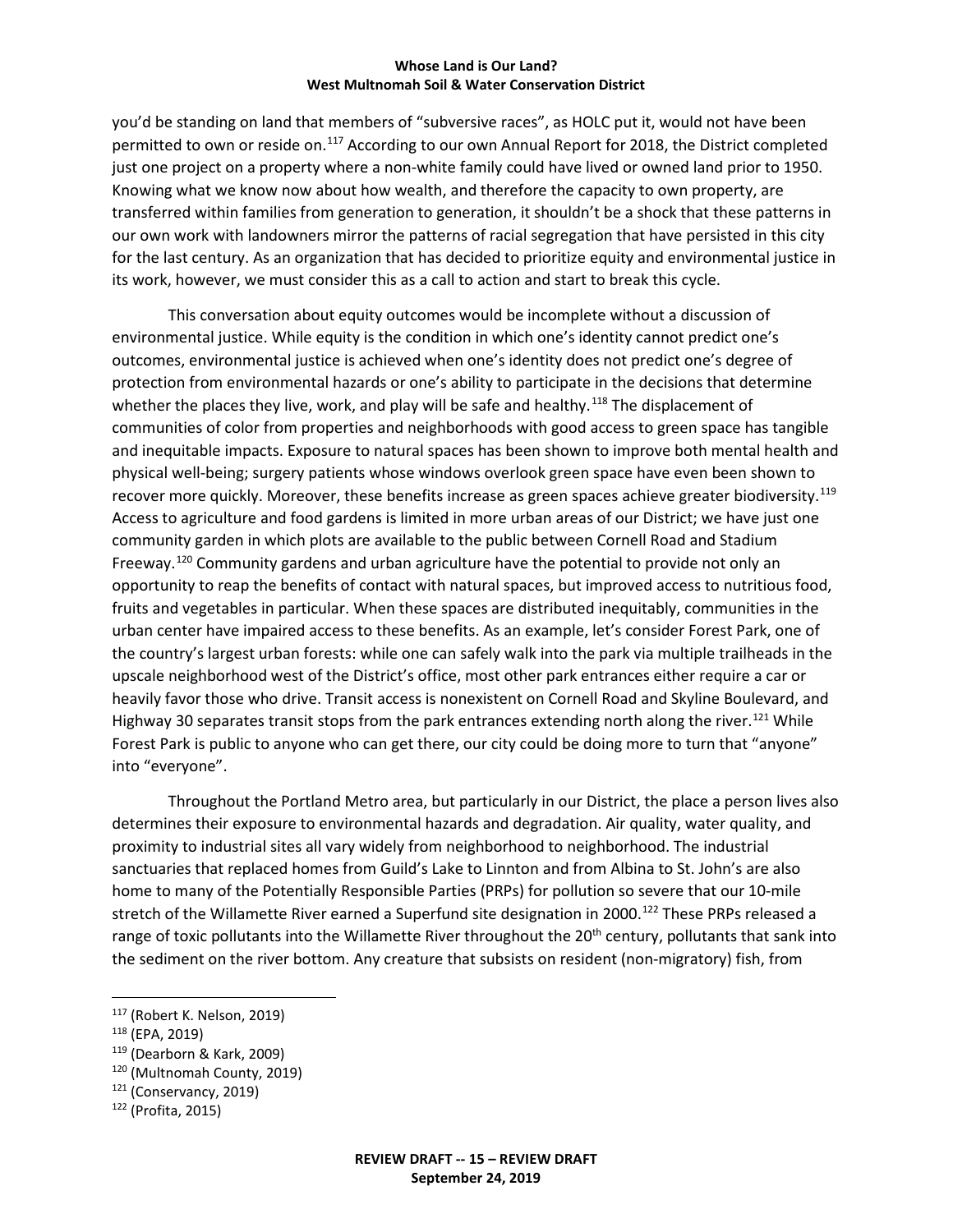you'd be standing on land that members of "subversive races", as HOLC put it, would not have been permitted to own or reside on.[117] According to our own Annual Report for 2018, the District completed just one project on a property where a non-white family could have lived or owned land prior to 1950. Knowing what we know now about how wealth, and therefore the capacity to own property, are transferred within families from generation to generation, it shouldn't be a shock that these patterns in our own work with landowners mirror the patterns of racial segregation that have persisted in this city for the last century. As an organization that has decided to prioritize equity and environmental justice in its work, however, we must consider this as a call to action and start to break this cycle.

This conversation about equity outcomes would be incomplete without a discussion of environmental justice. While equity is the condition in which one's identity cannot predict one's outcomes, environmental justice is achieved when one's identity does not predict one's degree of protection from environmental hazards or one's ability to participate in the decisions that determine whether the places they live, work, and play will be safe and healthy.[118] The displacement of communities of color from properties and neighborhoods with good access to green space has tangible and inequitable impacts. Exposure to natural spaces has been shown to improve both mental health and physical well-being; surgery patients whose windows overlook green space have even been shown to recover more quickly. Moreover, these benefits increase as green spaces achieve greater biodiversity.[119] Access to agriculture and food gardens is limited in more urban areas of our District; we have just one community garden in which plots are available to the public between Cornell Road and Stadium Freeway.[120] Community gardens and urban agriculture have the potential to provide not only an opportunity to reap the benefits of contact with natural spaces, but improved access to nutritious food, fruits and vegetables in particular. When these spaces are distributed inequitably, communities in the urban center have impaired access to these benefits. As an example, let's consider Forest Park, one of the country's largest urban forests: while one can safely walk into the park via multiple trailheads in the upscale neighborhood west of the District's office, most other park entrances either require a car or heavily favor those who drive. Transit access is nonexistent on Cornell Road and Skyline Boulevard, and Highway 30 separates transit stops from the park entrances extending north along the river.[121] While Forest Park is public to anyone who can get there, our city could be doing more to turn that "anyone" into "everyone".

Throughout the Portland Metro area, but particularly in our District, the place a person lives also determines their exposure to environmental hazards and degradation. Air quality, water quality, and proximity to industrial sites all vary widely from neighborhood to neighborhood. The industrial sanctuaries that replaced homes from Guild's Lake to Linnton and from Albina to St. John's are also home to many of the Potentially Responsible Parties (PRPs) for pollution so severe that our 10-mile stretch of the Willamette River earned a Superfund site designation in 2000.[122] These PRPs released a range of toxic pollutants into the Willamette River throughout the 20th century, pollutants that sank into the sediment on the river bottom. Any creature that subsists on resident (non-migratory) fish, from

---

[117] (Robert K. Nelson, 2019)

[118] (EPA, 2019)

[119] (Dearborn & Kark, 2009)

[120] (Multnomah County, 2019)

[121] (Conservancy, 2019)

[122] (Profita, 2015)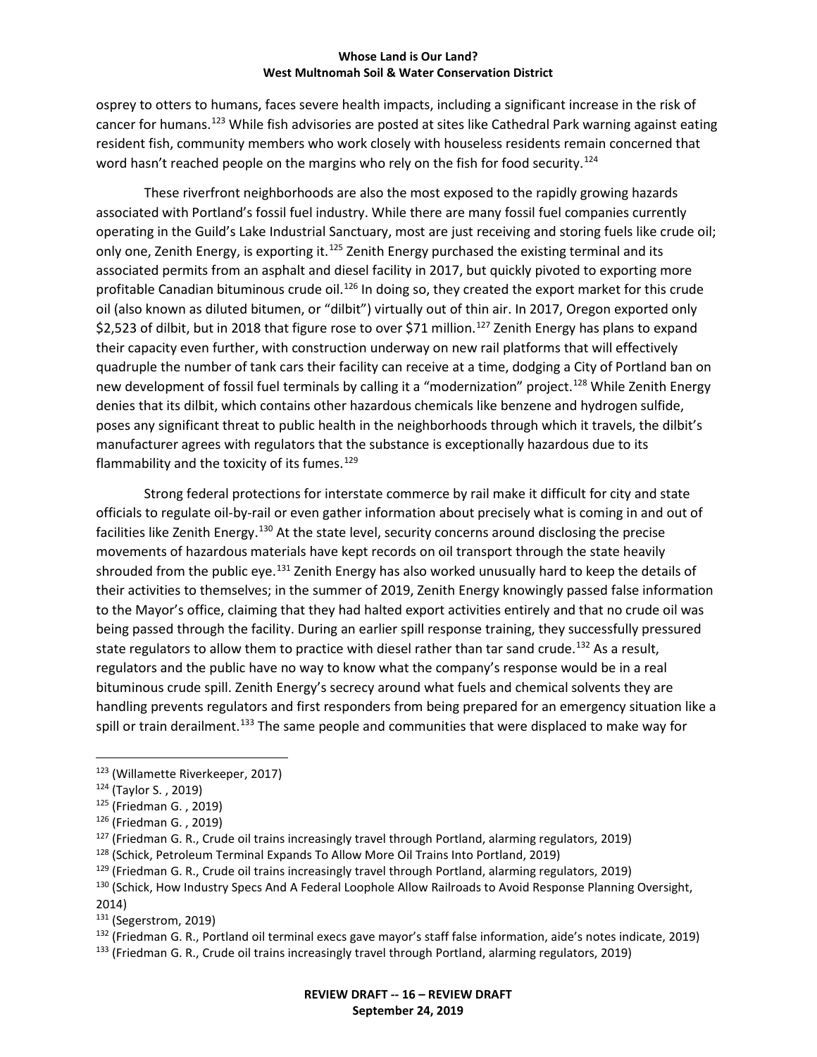osprey to otters to humans, faces severe health impacts, including a significant increase in the risk of cancer for humans.[123] While fish advisories are posted at sites like Cathedral Park warning against eating resident fish, community members who work closely with houseless residents remain concerned that word hasn't reached people on the margins who rely on the fish for food security.[124]

These riverfront neighborhoods are also the most exposed to the rapidly growing hazards associated with Portland's fossil fuel industry. While there are many fossil fuel companies currently operating in the Guild's Lake Industrial Sanctuary, most are just receiving and storing fuels like crude oil; only one, Zenith Energy, is exporting it.[125] Zenith Energy purchased the existing terminal and its associated permits from an asphalt and diesel facility in 2017, but quickly pivoted to exporting more profitable Canadian bituminous crude oil.[126] In doing so, they created the export market for this crude oil (also known as diluted bitumen, or "dilbit") virtually out of thin air. In 2017, Oregon exported only $2,523 of dilbit, but in 2018 that figure rose to over $71 million.[127] Zenith Energy has plans to expand their capacity even further, with construction underway on new rail platforms that will effectively quadruple the number of tank cars their facility can receive at a time, dodging a City of Portland ban on new development of fossil fuel terminals by calling it a "modernization" project.[128] While Zenith Energy denies that its dilbit, which contains other hazardous chemicals like benzene and hydrogen sulfide, poses any significant threat to public health in the neighborhoods through which it travels, the dilbit's manufacturer agrees with regulators that the substance is exceptionally hazardous due to its flammability and the toxicity of its fumes.[129]

Strong federal protections for interstate commerce by rail make it difficult for city and state officials to regulate oil-by-rail or even gather information about precisely what is coming in and out of facilities like Zenith Energy.[130] At the state level, security concerns around disclosing the precise movements of hazardous materials have kept records on oil transport through the state heavily shrouded from the public eye.[131] Zenith Energy has also worked unusually hard to keep the details of their activities to themselves; in the summer of 2019, Zenith Energy knowingly passed false information to the Mayor's office, claiming that they had halted export activities entirely and that no crude oil was being passed through the facility. During an earlier spill response training, they successfully pressured state regulators to allow them to practice with diesel rather than tar sand crude.[132] As a result, regulators and the public have no way to know what the company's response would be in a real bituminous crude spill. Zenith Energy's secrecy around what fuels and chemical solvents they are handling prevents regulators and first responders from being prepared for an emergency situation like a spill or train derailment.[133] The same people and communities that were displaced to make way for

---

[123] (Willamette Riverkeeper, 2017)

[124] (Taylor S. , 2019)

[125] (Friedman G. , 2019)

[126] (Friedman G. , 2019)

[127] (Friedman G. R., Crude oil trains increasingly travel through Portland, alarming regulators, 2019)

[128] (Schick, Petroleum Terminal Expands To Allow More Oil Trains Into Portland, 2019)

[129] (Friedman G. R., Crude oil trains increasingly travel through Portland, alarming regulators, 2019)

[130] (Schick, How Industry Specs And A Federal Loophole Allow Railroads to Avoid Response Planning Oversight, 2014)

[131] (Segerstrom, 2019)

[132] (Friedman G. R., Portland oil terminal execs gave mayor's staff false information, aide's notes indicate, 2019)

[133] (Friedman G. R., Crude oil trains increasingly travel through Portland, alarming regulators, 2019)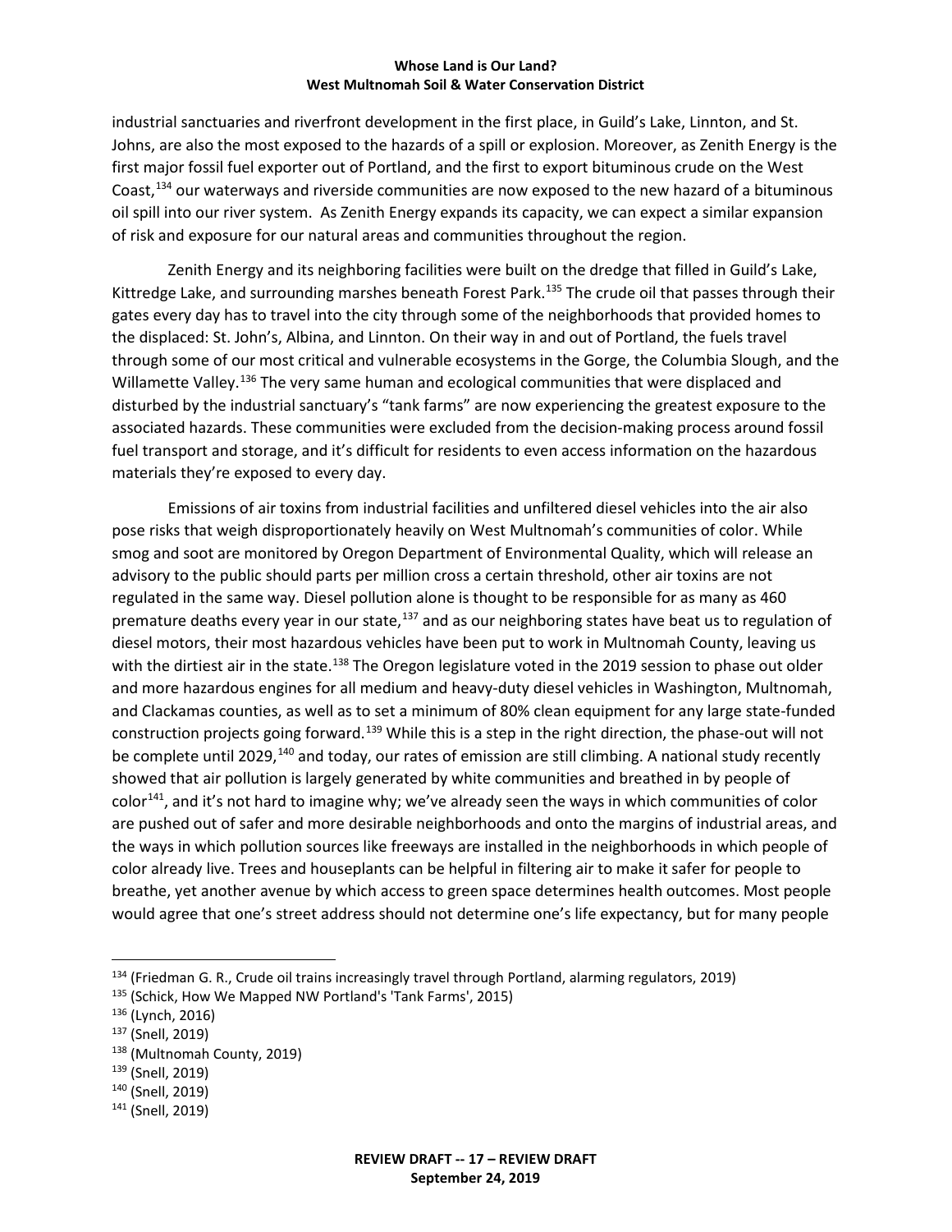industrial sanctuaries and riverfront development in the first place, in Guild's Lake, Linnton, and St. Johns, are also the most exposed to the hazards of a spill or explosion. Moreover, as Zenith Energy is the first major fossil fuel exporter out of Portland, and the first to export bituminous crude on the West Coast,[134] our waterways and riverside communities are now exposed to the new hazard of a bituminous oil spill into our river system. As Zenith Energy expands its capacity, we can expect a similar expansion of risk and exposure for our natural areas and communities throughout the region.

Zenith Energy and its neighboring facilities were built on the dredge that filled in Guild's Lake, Kittredge Lake, and surrounding marshes beneath Forest Park.[135] The crude oil that passes through their gates every day has to travel into the city through some of the neighborhoods that provided homes to the displaced: St. John's, Albina, and Linnton. On their way in and out of Portland, the fuels travel through some of our most critical and vulnerable ecosystems in the Gorge, the Columbia Slough, and the Willamette Valley.[136] The very same human and ecological communities that were displaced and disturbed by the industrial sanctuary's "tank farms" are now experiencing the greatest exposure to the associated hazards. These communities were excluded from the decision-making process around fossil fuel transport and storage, and it's difficult for residents to even access information on the hazardous materials they're exposed to every day.

Emissions of air toxins from industrial facilities and unfiltered diesel vehicles into the air also pose risks that weigh disproportionately heavily on West Multnomah's communities of color. While smog and soot are monitored by Oregon Department of Environmental Quality, which will release an advisory to the public should parts per million cross a certain threshold, other air toxins are not regulated in the same way. Diesel pollution alone is thought to be responsible for as many as 460 premature deaths every year in our state,[137] and as our neighboring states have beat us to regulation of diesel motors, their most hazardous vehicles have been put to work in Multnomah County, leaving us with the dirtiest air in the state.[138] The Oregon legislature voted in the 2019 session to phase out older and more hazardous engines for all medium and heavy-duty diesel vehicles in Washington, Multnomah, and Clackamas counties, as well as to set a minimum of 80% clean equipment for any large state-funded construction projects going forward.[139] While this is a step in the right direction, the phase-out will not be complete until 2029,[140] and today, our rates of emission are still climbing. A national study recently showed that air pollution is largely generated by white communities and breathed in by people of color[141], and it's not hard to imagine why; we've already seen the ways in which communities of color are pushed out of safer and more desirable neighborhoods and onto the margins of industrial areas, and the ways in which pollution sources like freeways are installed in the neighborhoods in which people of color already live. Trees and houseplants can be helpful in filtering air to make it safer for people to breathe, yet another avenue by which access to green space determines health outcomes. Most people would agree that one's street address should not determine one's life expectancy, but for many people

---

[134] (Friedman G. R., Crude oil trains increasingly travel through Portland, alarming regulators, 2019)
[135] (Schick, How We Mapped NW Portland's 'Tank Farms', 2015)
[136] (Lynch, 2016)
[137] (Snell, 2019)
[138] (Multnomah County, 2019)
[139] (Snell, 2019)
[140] (Snell, 2019)
[141] (Snell, 2019)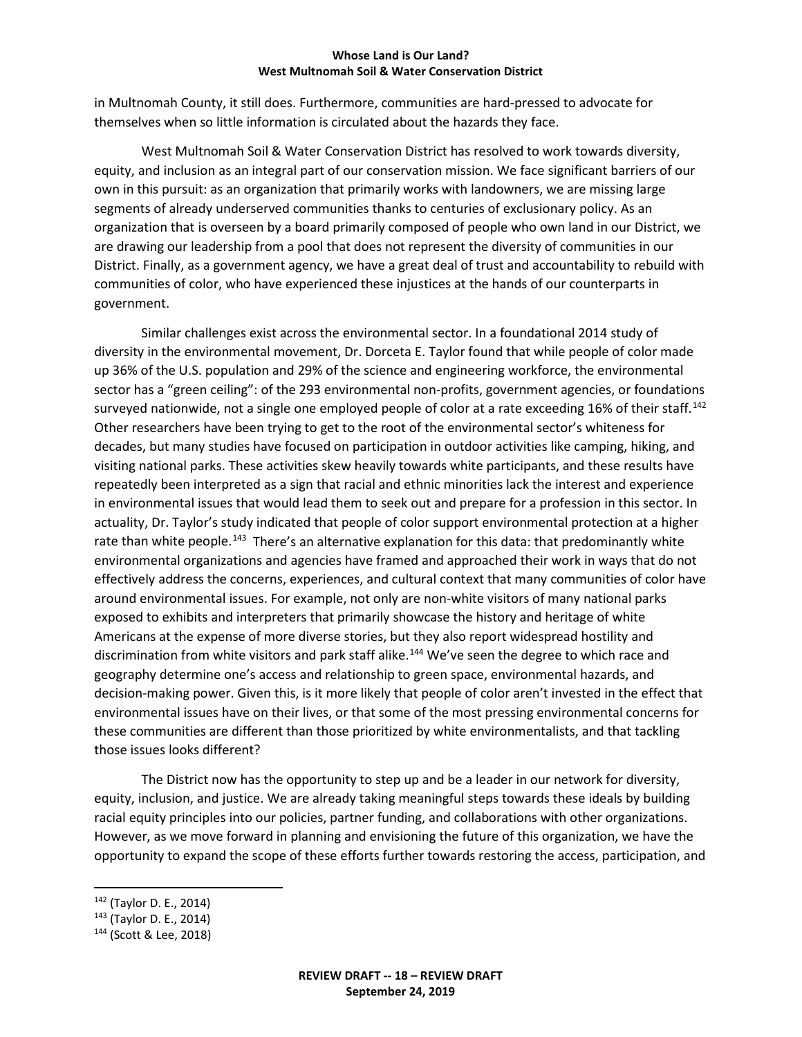in Multnomah County, it still does. Furthermore, communities are hard-pressed to advocate for themselves when so little information is circulated about the hazards they face.

West Multnomah Soil & Water Conservation District has resolved to work towards diversity, equity, and inclusion as an integral part of our conservation mission. We face significant barriers of our own in this pursuit: as an organization that primarily works with landowners, we are missing large segments of already underserved communities thanks to centuries of exclusionary policy. As an organization that is overseen by a board primarily composed of people who own land in our District, we are drawing our leadership from a pool that does not represent the diversity of communities in our District. Finally, as a government agency, we have a great deal of trust and accountability to rebuild with communities of color, who have experienced these injustices at the hands of our counterparts in government.

Similar challenges exist across the environmental sector. In a foundational 2014 study of diversity in the environmental movement, Dr. Dorceta E. Taylor found that while people of color made up 36% of the U.S. population and 29% of the science and engineering workforce, the environmental sector has a "green ceiling": of the 293 environmental non-profits, government agencies, or foundations surveyed nationwide, not a single one employed people of color at a rate exceeding 16% of their staff.[142] Other researchers have been trying to get to the root of the environmental sector's whiteness for decades, but many studies have focused on participation in outdoor activities like camping, hiking, and visiting national parks. These activities skew heavily towards white participants, and these results have repeatedly been interpreted as a sign that racial and ethnic minorities lack the interest and experience in environmental issues that would lead them to seek out and prepare for a profession in this sector. In actuality, Dr. Taylor's study indicated that people of color support environmental protection at a higher rate than white people.[143] There's an alternative explanation for this data: that predominantly white environmental organizations and agencies have framed and approached their work in ways that do not effectively address the concerns, experiences, and cultural context that many communities of color have around environmental issues. For example, not only are non-white visitors of many national parks exposed to exhibits and interpreters that primarily showcase the history and heritage of white Americans at the expense of more diverse stories, but they also report widespread hostility and discrimination from white visitors and park staff alike.[144] We've seen the degree to which race and geography determine one's access and relationship to green space, environmental hazards, and decision-making power. Given this, is it more likely that people of color aren't invested in the effect that environmental issues have on their lives, or that some of the most pressing environmental concerns for these communities are different than those prioritized by white environmentalists, and that tackling those issues looks different?

The District now has the opportunity to step up and be a leader in our network for diversity, equity, inclusion, and justice. We are already taking meaningful steps towards these ideals by building racial equity principles into our policies, partner funding, and collaborations with other organizations. However, as we move forward in planning and envisioning the future of this organization, we have the opportunity to expand the scope of these efforts further towards restoring the access, participation, and

---

[142] (Taylor D. E., 2014)

[143] (Taylor D. E., 2014)

[144] (Scott & Lee, 2018)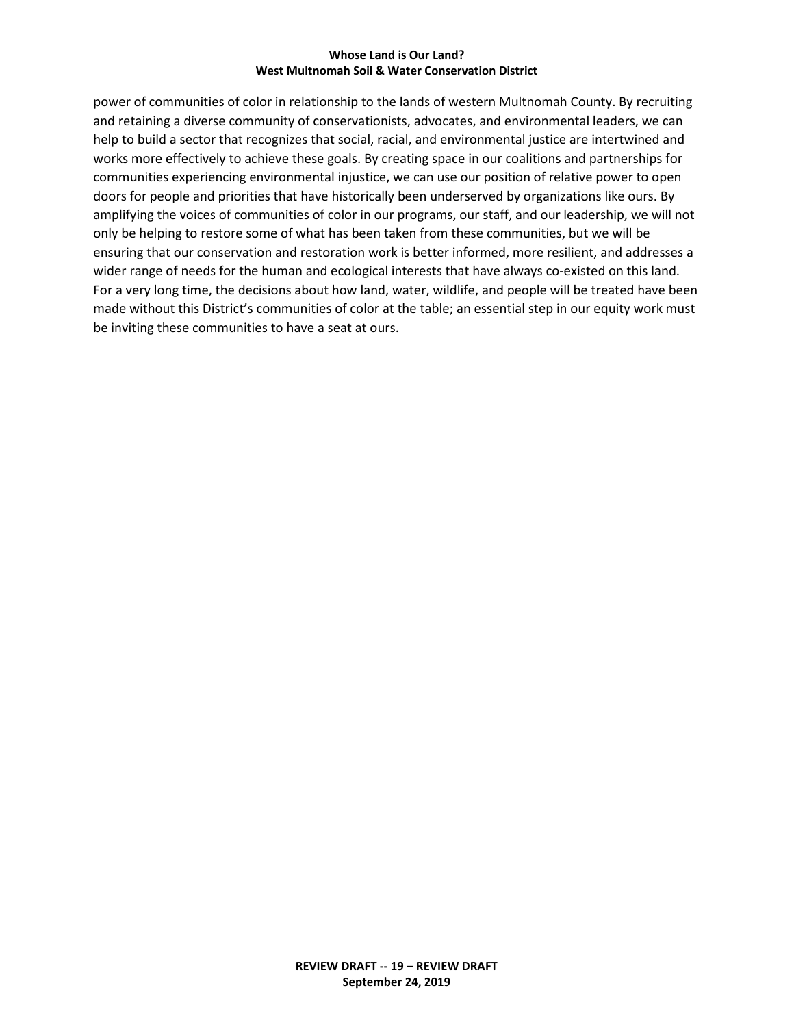power of communities of color in relationship to the lands of western Multnomah County. By recruiting and retaining a diverse community of conservationists, advocates, and environmental leaders, we can help to build a sector that recognizes that social, racial, and environmental justice are intertwined and works more effectively to achieve these goals. By creating space in our coalitions and partnerships for communities experiencing environmental injustice, we can use our position of relative power to open doors for people and priorities that have historically been underserved by organizations like ours. By amplifying the voices of communities of color in our programs, our staff, and our leadership, we will not only be helping to restore some of what has been taken from these communities, but we will be ensuring that our conservation and restoration work is better informed, more resilient, and addresses a wider range of needs for the human and ecological interests that have always co-existed on this land. For a very long time, the decisions about how land, water, wildlife, and people will be treated have been made without this District's communities of color at the table; an essential step in our equity work must be inviting these communities to have a seat at ours.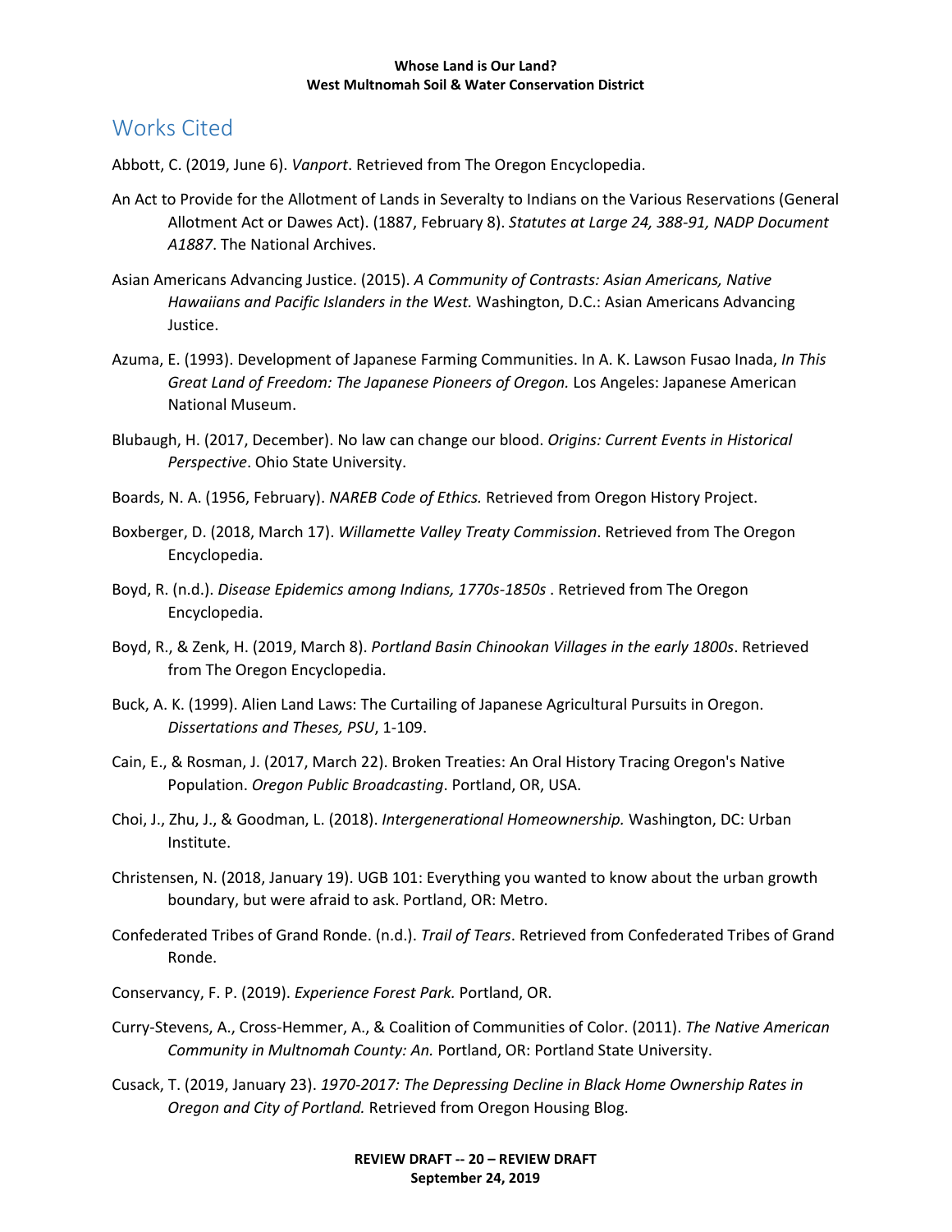## Works Cited

Abbott, C. (2019, June 6). *Vanport*. Retrieved from The Oregon Encyclopedia.

An Act to Provide for the Allotment of Lands in Severalty to Indians on the Various Reservations (General Allotment Act or Dawes Act). (1887, February 8). *Statutes at Large 24, 388-91, NADP Document A1887*. The National Archives.

Asian Americans Advancing Justice. (2015). *A Community of Contrasts: Asian Americans, Native Hawaiians and Pacific Islanders in the West.* Washington, D.C.: Asian Americans Advancing Justice.

Azuma, E. (1993). Development of Japanese Farming Communities. In A. K. Lawson Fusao Inada, *In This Great Land of Freedom: The Japanese Pioneers of Oregon.* Los Angeles: Japanese American National Museum.

Blubaugh, H. (2017, December). No law can change our blood. *Origins: Current Events in Historical Perspective*. Ohio State University.

Boards, N. A. (1956, February). *NAREB Code of Ethics.* Retrieved from Oregon History Project.

Boxberger, D. (2018, March 17). *Willamette Valley Treaty Commission*. Retrieved from The Oregon Encyclopedia.

Boyd, R. (n.d.). *Disease Epidemics among Indians, 1770s-1850s* . Retrieved from The Oregon Encyclopedia.

Boyd, R., & Zenk, H. (2019, March 8). *Portland Basin Chinookan Villages in the early 1800s*. Retrieved from The Oregon Encyclopedia.

Buck, A. K. (1999). Alien Land Laws: The Curtailing of Japanese Agricultural Pursuits in Oregon. *Dissertations and Theses, PSU*, 1-109.

Cain, E., & Rosman, J. (2017, March 22). Broken Treaties: An Oral History Tracing Oregon's Native Population. *Oregon Public Broadcasting*. Portland, OR, USA.

Choi, J., Zhu, J., & Goodman, L. (2018). *Intergenerational Homeownership.* Washington, DC: Urban Institute.

Christensen, N. (2018, January 19). UGB 101: Everything you wanted to know about the urban growth boundary, but were afraid to ask. Portland, OR: Metro.

Confederated Tribes of Grand Ronde. (n.d.). *Trail of Tears*. Retrieved from Confederated Tribes of Grand Ronde.

Conservancy, F. P. (2019). *Experience Forest Park.* Portland, OR.

Curry-Stevens, A., Cross-Hemmer, A., & Coalition of Communities of Color. (2011). *The Native American Community in Multnomah County: An.* Portland, OR: Portland State University.

Cusack, T. (2019, January 23). *1970-2017: The Depressing Decline in Black Home Ownership Rates in Oregon and City of Portland.* Retrieved from Oregon Housing Blog.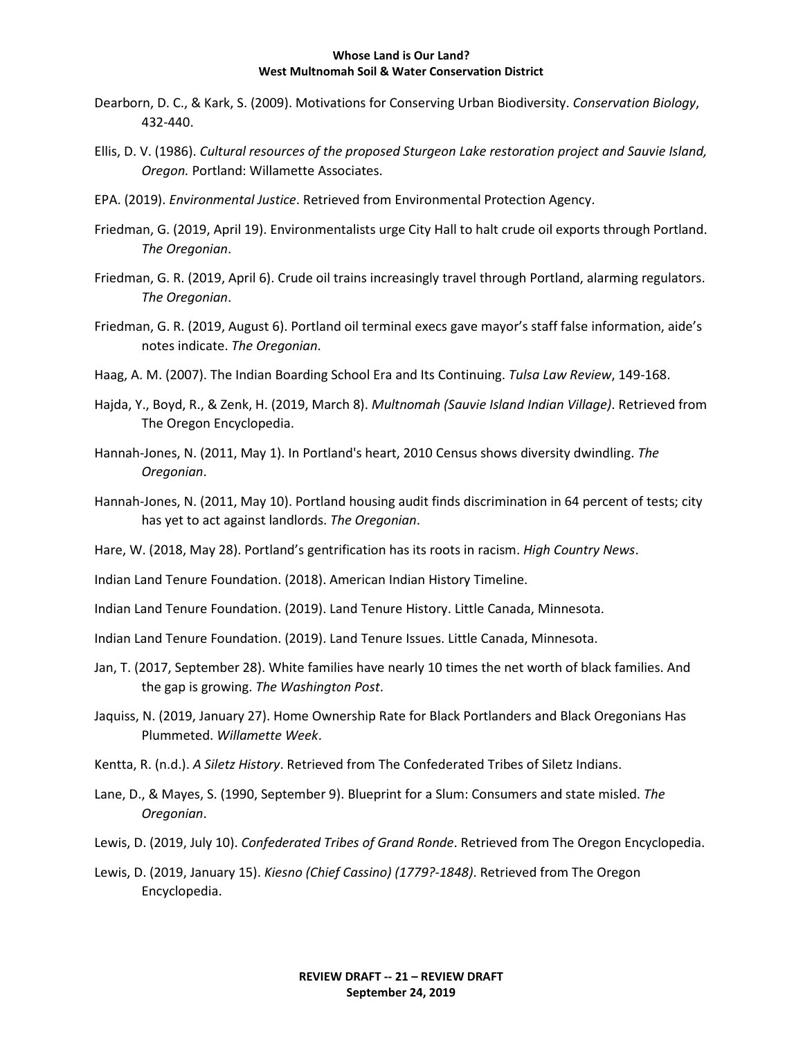Dearborn, D. C., & Kark, S. (2009). Motivations for Conserving Urban Biodiversity. *Conservation Biology*, 432-440.

Ellis, D. V. (1986). *Cultural resources of the proposed Sturgeon Lake restoration project and Sauvie Island, Oregon.* Portland: Willamette Associates.

EPA. (2019). *Environmental Justice*. Retrieved from Environmental Protection Agency.

Friedman, G. (2019, April 19). Environmentalists urge City Hall to halt crude oil exports through Portland. *The Oregonian*.

Friedman, G. R. (2019, April 6). Crude oil trains increasingly travel through Portland, alarming regulators. *The Oregonian*.

Friedman, G. R. (2019, August 6). Portland oil terminal execs gave mayor's staff false information, aide's notes indicate. *The Oregonian*.

Haag, A. M. (2007). The Indian Boarding School Era and Its Continuing. *Tulsa Law Review*, 149-168.

Hajda, Y., Boyd, R., & Zenk, H. (2019, March 8). *Multnomah (Sauvie Island Indian Village)*. Retrieved from The Oregon Encyclopedia.

Hannah-Jones, N. (2011, May 1). In Portland's heart, 2010 Census shows diversity dwindling. *The Oregonian*.

Hannah-Jones, N. (2011, May 10). Portland housing audit finds discrimination in 64 percent of tests; city has yet to act against landlords. *The Oregonian*.

Hare, W. (2018, May 28). Portland's gentrification has its roots in racism. *High Country News*.

Indian Land Tenure Foundation. (2018). American Indian History Timeline.

Indian Land Tenure Foundation. (2019). Land Tenure History. Little Canada, Minnesota.

Indian Land Tenure Foundation. (2019). Land Tenure Issues. Little Canada, Minnesota.

Jan, T. (2017, September 28). White families have nearly 10 times the net worth of black families. And the gap is growing. *The Washington Post*.

Jaquiss, N. (2019, January 27). Home Ownership Rate for Black Portlanders and Black Oregonians Has Plummeted. *Willamette Week*.

Kentta, R. (n.d.). *A Siletz History*. Retrieved from The Confederated Tribes of Siletz Indians.

Lane, D., & Mayes, S. (1990, September 9). Blueprint for a Slum: Consumers and state misled. *The Oregonian*.

Lewis, D. (2019, July 10). *Confederated Tribes of Grand Ronde*. Retrieved from The Oregon Encyclopedia.

Lewis, D. (2019, January 15). *Kiesno (Chief Cassino) (1779?-1848)*. Retrieved from The Oregon Encyclopedia.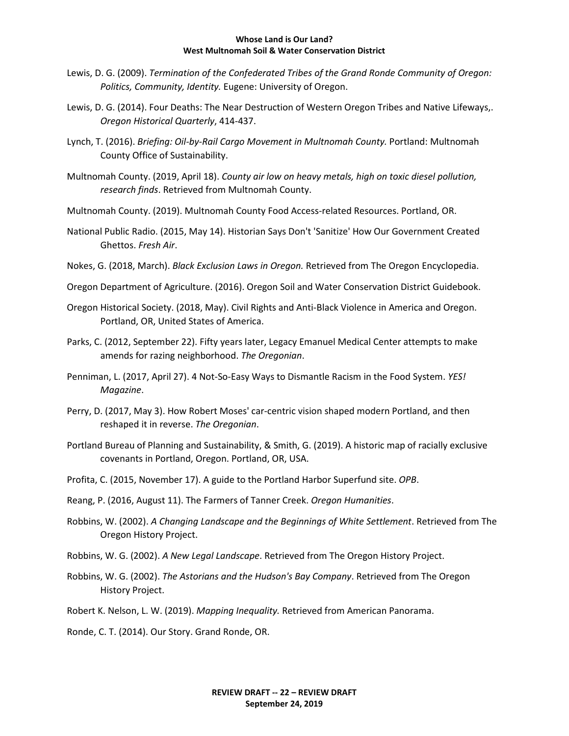Lewis, D. G. (2009). *Termination of the Confederated Tribes of the Grand Ronde Community of Oregon: Politics, Community, Identity.* Eugene: University of Oregon.

Lewis, D. G. (2014). Four Deaths: The Near Destruction of Western Oregon Tribes and Native Lifeways,. *Oregon Historical Quarterly*, 414-437.

Lynch, T. (2016). *Briefing: Oil-by-Rail Cargo Movement in Multnomah County.* Portland: Multnomah County Office of Sustainability.

Multnomah County. (2019, April 18). *County air low on heavy metals, high on toxic diesel pollution, research finds*. Retrieved from Multnomah County.

Multnomah County. (2019). Multnomah County Food Access-related Resources. Portland, OR.

National Public Radio. (2015, May 14). Historian Says Don't 'Sanitize' How Our Government Created Ghettos. *Fresh Air*.

Nokes, G. (2018, March). *Black Exclusion Laws in Oregon.* Retrieved from The Oregon Encyclopedia.

Oregon Department of Agriculture. (2016). Oregon Soil and Water Conservation District Guidebook.

Oregon Historical Society. (2018, May). Civil Rights and Anti-Black Violence in America and Oregon. Portland, OR, United States of America.

Parks, C. (2012, September 22). Fifty years later, Legacy Emanuel Medical Center attempts to make amends for razing neighborhood. *The Oregonian*.

Penniman, L. (2017, April 27). 4 Not-So-Easy Ways to Dismantle Racism in the Food System. *YES! Magazine*.

Perry, D. (2017, May 3). How Robert Moses' car-centric vision shaped modern Portland, and then reshaped it in reverse. *The Oregonian*.

Portland Bureau of Planning and Sustainability, & Smith, G. (2019). A historic map of racially exclusive covenants in Portland, Oregon. Portland, OR, USA.

Profita, C. (2015, November 17). A guide to the Portland Harbor Superfund site. *OPB*.

Reang, P. (2016, August 11). The Farmers of Tanner Creek. *Oregon Humanities*.

Robbins, W. (2002). *A Changing Landscape and the Beginnings of White Settlement*. Retrieved from The Oregon History Project.

Robbins, W. G. (2002). *A New Legal Landscape*. Retrieved from The Oregon History Project.

Robbins, W. G. (2002). *The Astorians and the Hudson's Bay Company*. Retrieved from The Oregon History Project.

Robert K. Nelson, L. W. (2019). *Mapping Inequality.* Retrieved from American Panorama.

Ronde, C. T. (2014). Our Story. Grand Ronde, OR.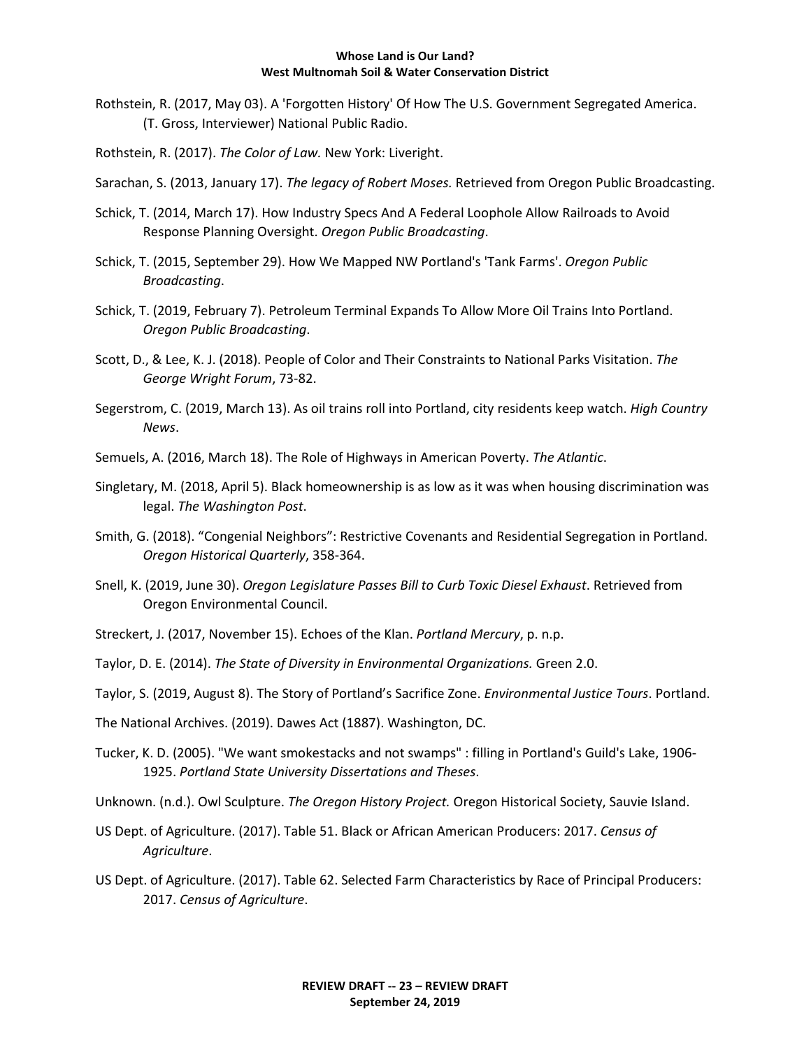Rothstein, R. (2017, May 03). A 'Forgotten History' Of How The U.S. Government Segregated America. (T. Gross, Interviewer) National Public Radio.

Rothstein, R. (2017). *The Color of Law.* New York: Liveright.

Sarachan, S. (2013, January 17). *The legacy of Robert Moses.* Retrieved from Oregon Public Broadcasting.

Schick, T. (2014, March 17). How Industry Specs And A Federal Loophole Allow Railroads to Avoid Response Planning Oversight. *Oregon Public Broadcasting*.

Schick, T. (2015, September 29). How We Mapped NW Portland's 'Tank Farms'. *Oregon Public Broadcasting*.

Schick, T. (2019, February 7). Petroleum Terminal Expands To Allow More Oil Trains Into Portland. *Oregon Public Broadcasting*.

Scott, D., & Lee, K. J. (2018). People of Color and Their Constraints to National Parks Visitation. *The George Wright Forum*, 73-82.

Segerstrom, C. (2019, March 13). As oil trains roll into Portland, city residents keep watch. *High Country News*.

Semuels, A. (2016, March 18). The Role of Highways in American Poverty. *The Atlantic*.

Singletary, M. (2018, April 5). Black homeownership is as low as it was when housing discrimination was legal. *The Washington Post*.

Smith, G. (2018). "Congenial Neighbors": Restrictive Covenants and Residential Segregation in Portland. *Oregon Historical Quarterly*, 358-364.

Snell, K. (2019, June 30). *Oregon Legislature Passes Bill to Curb Toxic Diesel Exhaust*. Retrieved from Oregon Environmental Council.

Streckert, J. (2017, November 15). Echoes of the Klan. *Portland Mercury*, p. n.p.

Taylor, D. E. (2014). *The State of Diversity in Environmental Organizations.* Green 2.0.

Taylor, S. (2019, August 8). The Story of Portland's Sacrifice Zone. *Environmental Justice Tours*. Portland.

The National Archives. (2019). Dawes Act (1887). Washington, DC.

Tucker, K. D. (2005). "We want smokestacks and not swamps" : filling in Portland's Guild's Lake, 1906-1925. *Portland State University Dissertations and Theses*.

Unknown. (n.d.). Owl Sculpture. *The Oregon History Project.* Oregon Historical Society, Sauvie Island.

US Dept. of Agriculture. (2017). Table 51. Black or African American Producers: 2017. *Census of Agriculture*.

US Dept. of Agriculture. (2017). Table 62. Selected Farm Characteristics by Race of Principal Producers: 2017. *Census of Agriculture*.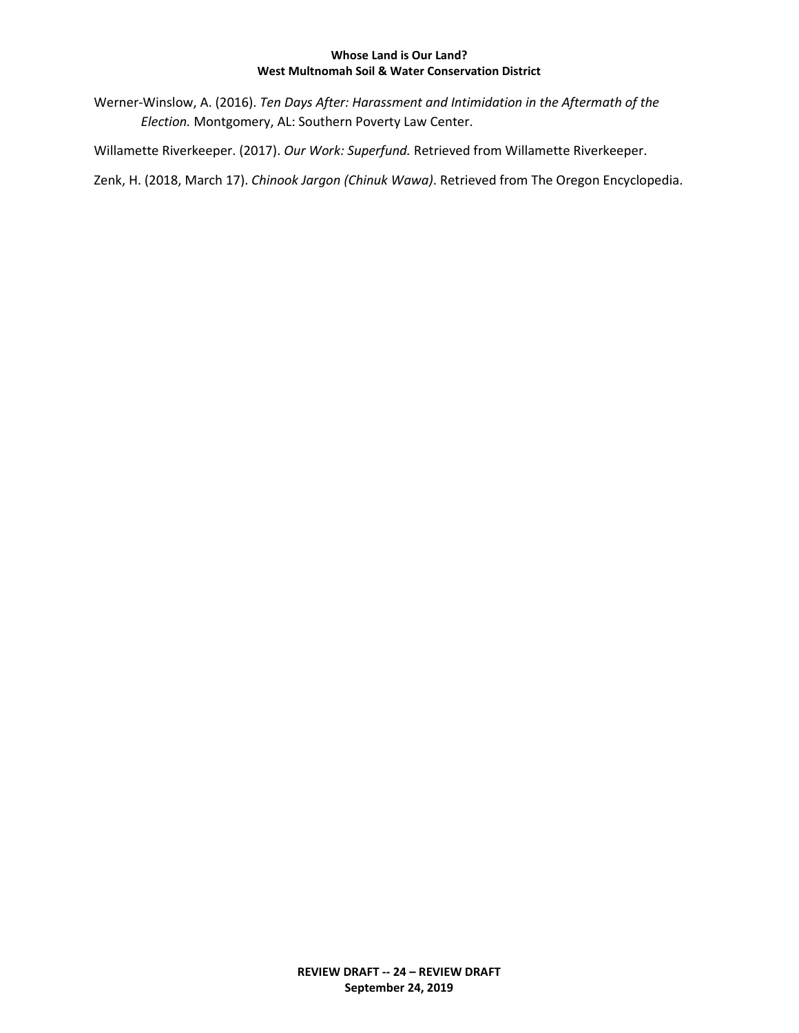Werner-Winslow, A. (2016). *Ten Days After: Harassment and Intimidation in the Aftermath of the Election.* Montgomery, AL: Southern Poverty Law Center.

Willamette Riverkeeper. (2017). *Our Work: Superfund.* Retrieved from Willamette Riverkeeper.

Zenk, H. (2018, March 17). *Chinook Jargon (Chinuk Wawa)*. Retrieved from The Oregon Encyclopedia.